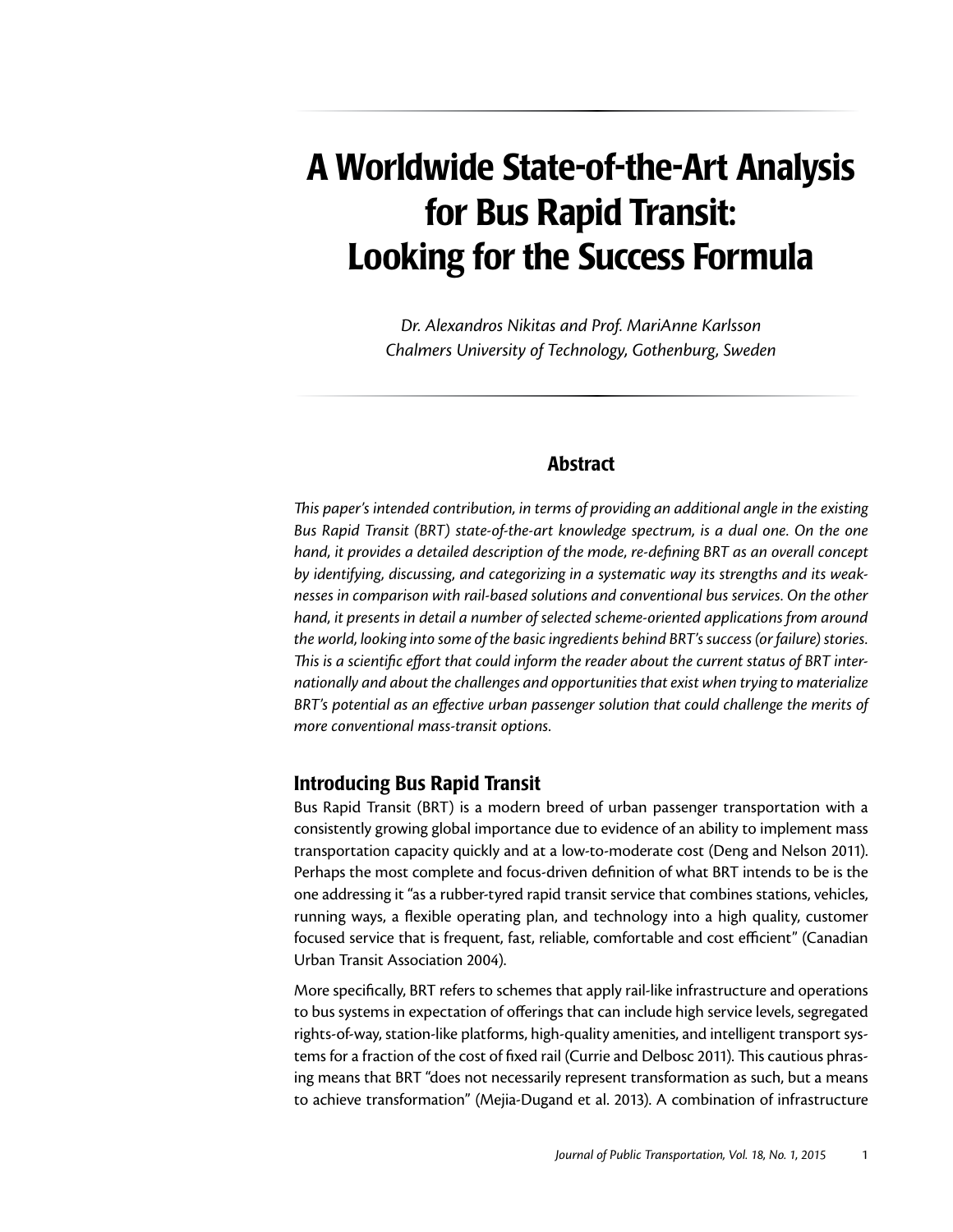# A Worldwide State-of-the-Art Analysis for Bus Rapid Transit: Looking for the Success Formula

*Dr. Alexandros Nikitas and Prof. MariAnne Karlsson*
*Chalmers University of Technology, Gothenburg, Sweden*

## Abstract

*This paper's intended contribution, in terms of providing an additional angle in the existing Bus Rapid Transit (BRT) state-of-the-art knowledge spectrum, is a dual one. On the one hand, it provides a detailed description of the mode, re-defining BRT as an overall concept by identifying, discussing, and categorizing in a systematic way its strengths and its weaknesses in comparison with rail-based solutions and conventional bus services. On the other hand, it presents in detail a number of selected scheme-oriented applications from around the world, looking into some of the basic ingredients behind BRT's success (or failure) stories. This is a scientific effort that could inform the reader about the current status of BRT internationally and about the challenges and opportunities that exist when trying to materialize BRT's potential as an effective urban passenger solution that could challenge the merits of more conventional mass-transit options.*

## Introducing Bus Rapid Transit

Bus Rapid Transit (BRT) is a modern breed of urban passenger transportation with a consistently growing global importance due to evidence of an ability to implement mass transportation capacity quickly and at a low-to-moderate cost (Deng and Nelson 2011). Perhaps the most complete and focus-driven definition of what BRT intends to be is the one addressing it "as a rubber-tyred rapid transit service that combines stations, vehicles, running ways, a flexible operating plan, and technology into a high quality, customer focused service that is frequent, fast, reliable, comfortable and cost efficient" (Canadian Urban Transit Association 2004).

More specifically, BRT refers to schemes that apply rail-like infrastructure and operations to bus systems in expectation of offerings that can include high service levels, segregated rights-of-way, station-like platforms, high-quality amenities, and intelligent transport systems for a fraction of the cost of fixed rail (Currie and Delbosc 2011). This cautious phrasing means that BRT "does not necessarily represent transformation as such, but a means to achieve transformation" (Mejia-Dugand et al. 2013). A combination of infrastructure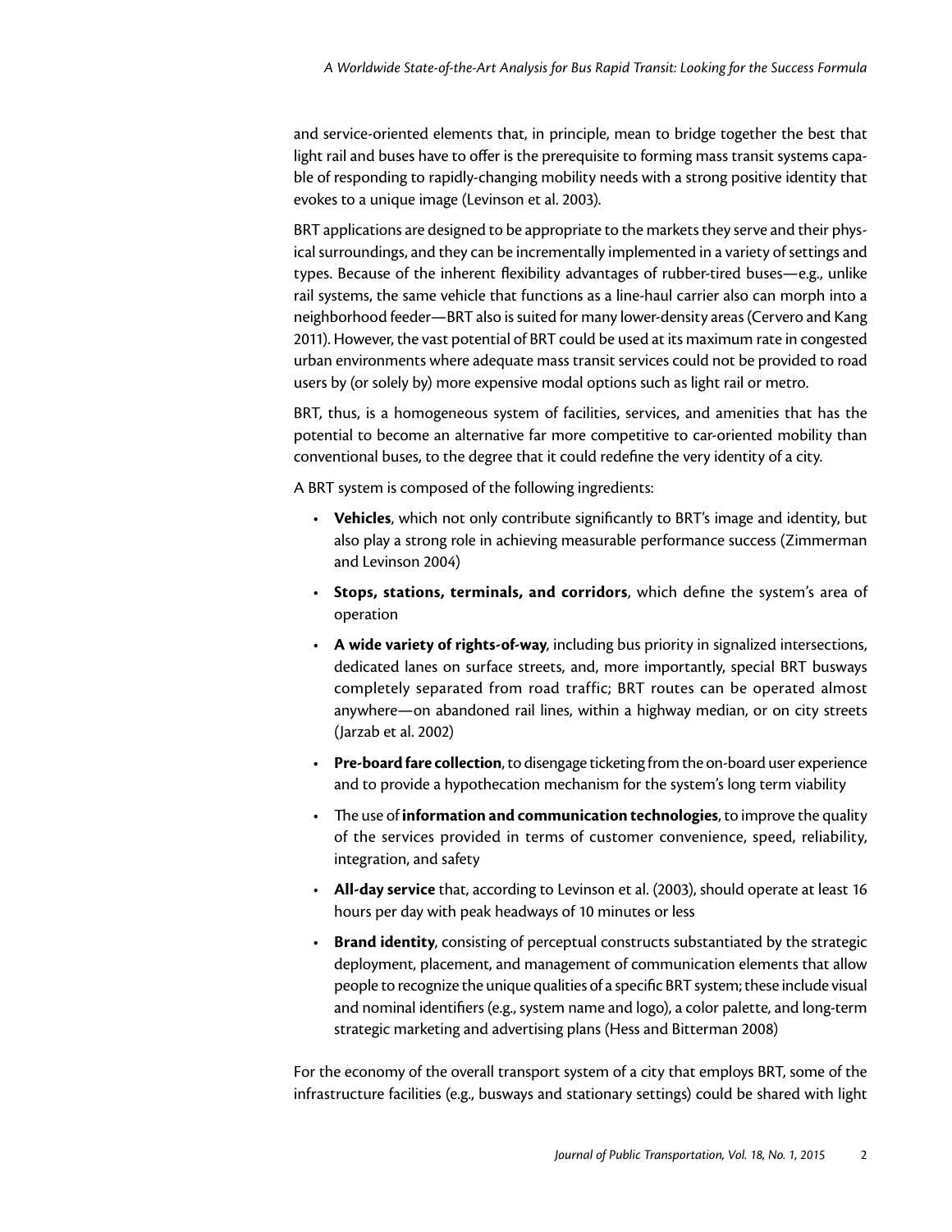and service-oriented elements that, in principle, mean to bridge together the best that light rail and buses have to offer is the prerequisite to forming mass transit systems capable of responding to rapidly-changing mobility needs with a strong positive identity that evokes to a unique image (Levinson et al. 2003).

BRT applications are designed to be appropriate to the markets they serve and their physical surroundings, and they can be incrementally implemented in a variety of settings and types. Because of the inherent flexibility advantages of rubber-tired buses—e.g., unlike rail systems, the same vehicle that functions as a line-haul carrier also can morph into a neighborhood feeder—BRT also is suited for many lower-density areas (Cervero and Kang 2011). However, the vast potential of BRT could be used at its maximum rate in congested urban environments where adequate mass transit services could not be provided to road users by (or solely by) more expensive modal options such as light rail or metro.

BRT, thus, is a homogeneous system of facilities, services, and amenities that has the potential to become an alternative far more competitive to car-oriented mobility than conventional buses, to the degree that it could redefine the very identity of a city.

A BRT system is composed of the following ingredients:

- **Vehicles**, which not only contribute significantly to BRT's image and identity, but also play a strong role in achieving measurable performance success (Zimmerman and Levinson 2004)
- **Stops, stations, terminals, and corridors**, which define the system's area of operation
- **A wide variety of rights-of-way**, including bus priority in signalized intersections, dedicated lanes on surface streets, and, more importantly, special BRT busways completely separated from road traffic; BRT routes can be operated almost anywhere—on abandoned rail lines, within a highway median, or on city streets (Jarzab et al. 2002)
- **Pre-board fare collection**, to disengage ticketing from the on-board user experience and to provide a hypothecation mechanism for the system's long term viability
- The use of **information and communication technologies**, to improve the quality of the services provided in terms of customer convenience, speed, reliability, integration, and safety
- **All-day service** that, according to Levinson et al. (2003), should operate at least 16 hours per day with peak headways of 10 minutes or less
- **Brand identity**, consisting of perceptual constructs substantiated by the strategic deployment, placement, and management of communication elements that allow people to recognize the unique qualities of a specific BRT system; these include visual and nominal identifiers (e.g., system name and logo), a color palette, and long-term strategic marketing and advertising plans (Hess and Bitterman 2008)

For the economy of the overall transport system of a city that employs BRT, some of the infrastructure facilities (e.g., busways and stationary settings) could be shared with light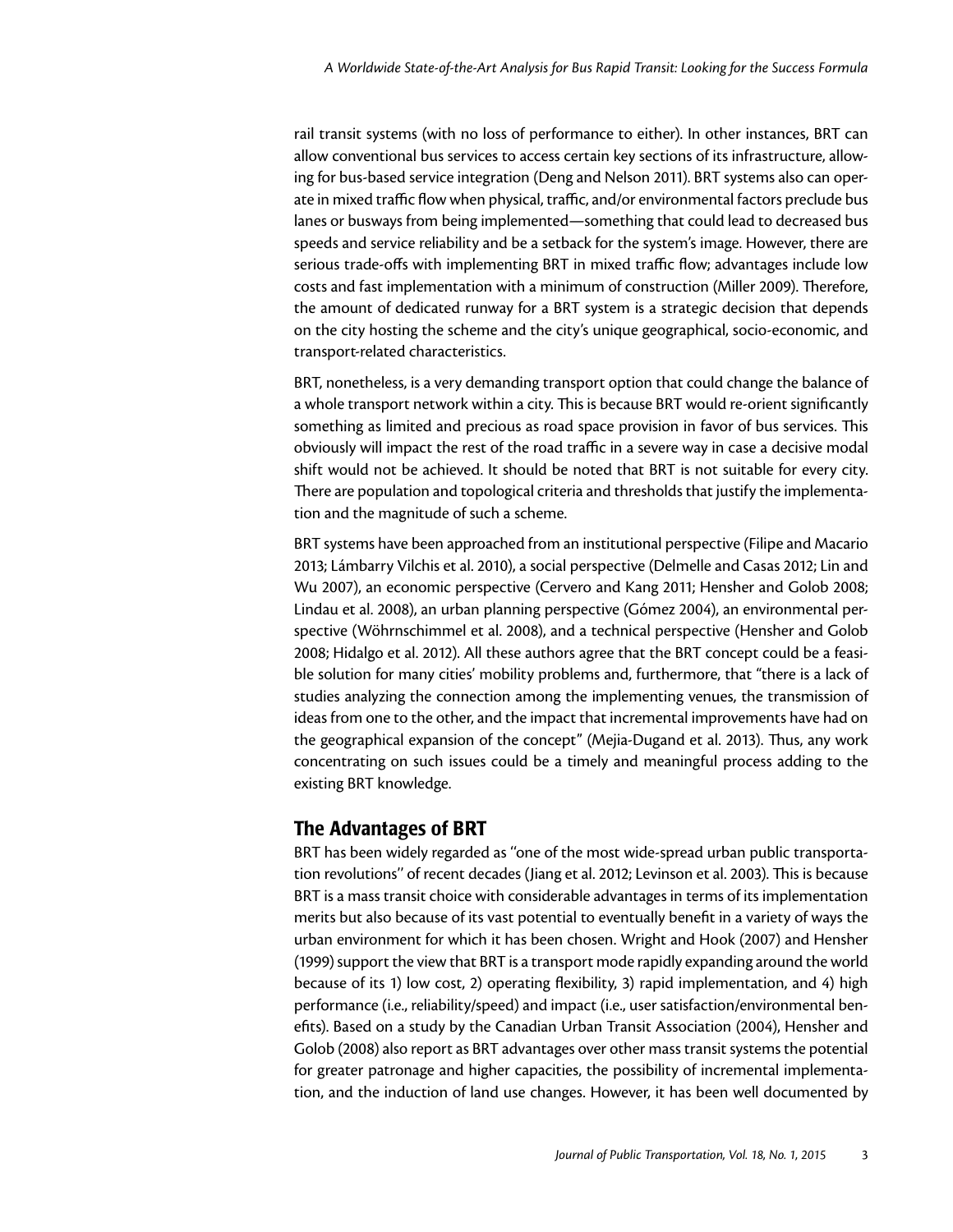rail transit systems (with no loss of performance to either). In other instances, BRT can allow conventional bus services to access certain key sections of its infrastructure, allowing for bus-based service integration (Deng and Nelson 2011). BRT systems also can operate in mixed traffic flow when physical, traffic, and/or environmental factors preclude bus lanes or busways from being implemented—something that could lead to decreased bus speeds and service reliability and be a setback for the system's image. However, there are serious trade-offs with implementing BRT in mixed traffic flow; advantages include low costs and fast implementation with a minimum of construction (Miller 2009). Therefore, the amount of dedicated runway for a BRT system is a strategic decision that depends on the city hosting the scheme and the city's unique geographical, socio-economic, and transport-related characteristics.

BRT, nonetheless, is a very demanding transport option that could change the balance of a whole transport network within a city. This is because BRT would re-orient significantly something as limited and precious as road space provision in favor of bus services. This obviously will impact the rest of the road traffic in a severe way in case a decisive modal shift would not be achieved. It should be noted that BRT is not suitable for every city. There are population and topological criteria and thresholds that justify the implementation and the magnitude of such a scheme.

BRT systems have been approached from an institutional perspective (Filipe and Macario 2013; Lámbarry Vilchis et al. 2010), a social perspective (Delmelle and Casas 2012; Lin and Wu 2007), an economic perspective (Cervero and Kang 2011; Hensher and Golob 2008; Lindau et al. 2008), an urban planning perspective (Gómez 2004), an environmental perspective (Wöhrnschimmel et al. 2008), and a technical perspective (Hensher and Golob 2008; Hidalgo et al. 2012). All these authors agree that the BRT concept could be a feasible solution for many cities' mobility problems and, furthermore, that "there is a lack of studies analyzing the connection among the implementing venues, the transmission of ideas from one to the other, and the impact that incremental improvements have had on the geographical expansion of the concept" (Mejia-Dugand et al. 2013). Thus, any work concentrating on such issues could be a timely and meaningful process adding to the existing BRT knowledge.

## The Advantages of BRT

BRT has been widely regarded as "one of the most wide-spread urban public transportation revolutions" of recent decades (Jiang et al. 2012; Levinson et al. 2003). This is because BRT is a mass transit choice with considerable advantages in terms of its implementation merits but also because of its vast potential to eventually benefit in a variety of ways the urban environment for which it has been chosen. Wright and Hook (2007) and Hensher (1999) support the view that BRT is a transport mode rapidly expanding around the world because of its 1) low cost, 2) operating flexibility, 3) rapid implementation, and 4) high performance (i.e., reliability/speed) and impact (i.e., user satisfaction/environmental benefits). Based on a study by the Canadian Urban Transit Association (2004), Hensher and Golob (2008) also report as BRT advantages over other mass transit systems the potential for greater patronage and higher capacities, the possibility of incremental implementation, and the induction of land use changes. However, it has been well documented by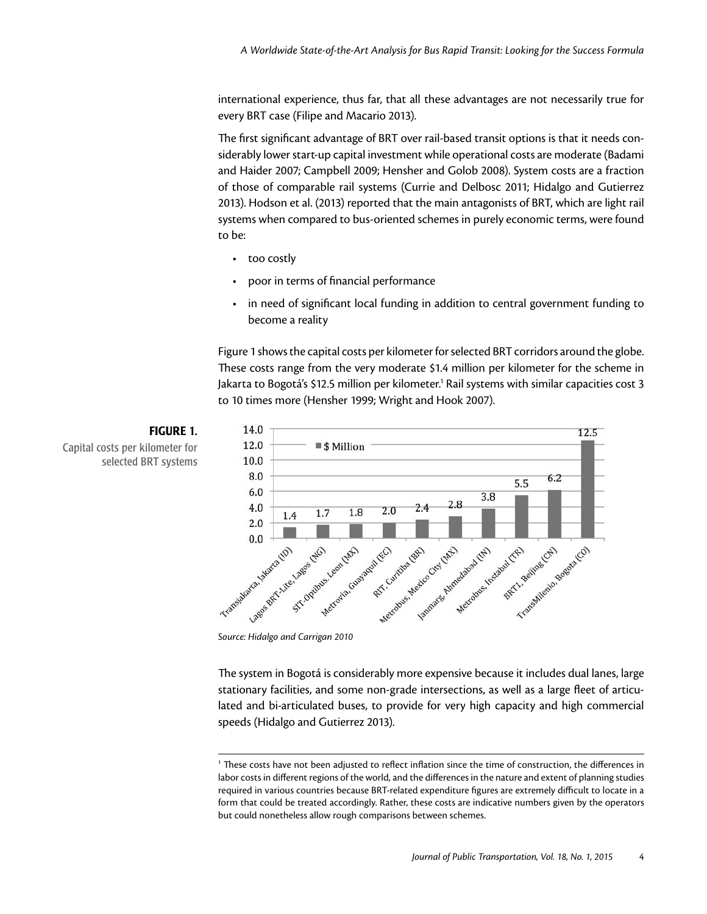international experience, thus far, that all these advantages are not necessarily true for every BRT case (Filipe and Macario 2013).

The first significant advantage of BRT over rail-based transit options is that it needs considerably lower start-up capital investment while operational costs are moderate (Badami and Haider 2007; Campbell 2009; Hensher and Golob 2008). System costs are a fraction of those of comparable rail systems (Currie and Delbosc 2011; Hidalgo and Gutierrez 2013). Hodson et al. (2013) reported that the main antagonists of BRT, which are light rail systems when compared to bus-oriented schemes in purely economic terms, were found to be:

- too costly
- poor in terms of financial performance
- in need of significant local funding in addition to central government funding to become a reality

Figure 1 shows the capital costs per kilometer for selected BRT corridors around the globe. These costs range from the very moderate $1.4 million per kilometer for the scheme in Jakarta to Bogotá's $12.5 million per kilometer.[1] Rail systems with similar capacities cost 3 to 10 times more (Hensher 1999; Wright and Hook 2007).

**FIGURE 1.**
Capital costs per kilometer for selected BRT systems

| BRT system | $ Million |
|---|---|
| Transjakarta, Jakarta (ID) | 1.4 |
| Lagos BRT-Lite, Lagos (NG) | 1.7 |
| SIT-Optibus, Leon (MX) | 1.8 |
| Metrovia, Guayaquil (EC) | 2.0 |
| RIT, Curitiba (BR) | 2.4 |
| Metrobus, Mexico City (MX) | 2.8 |
| Janmarg, Ahmedabad (IN) | 3.8 |
| Metrobus, Instabul (TR) | 5.5 |
| BRT1, Beijing (CN) | 6.2 |
| TransMilenio, Bogota (CO) | 12.5 |

*Source: Hidalgo and Carrigan 2010*

The system in Bogotá is considerably more expensive because it includes dual lanes, large stationary facilities, and some non-grade intersections, as well as a large fleet of articulated and bi-articulated buses, to provide for very high capacity and high commercial speeds (Hidalgo and Gutierrez 2013).

[1] These costs have not been adjusted to reflect inflation since the time of construction, the differences in labor costs in different regions of the world, and the differences in the nature and extent of planning studies required in various countries because BRT-related expenditure figures are extremely difficult to locate in a form that could be treated accordingly. Rather, these costs are indicative numbers given by the operators but could nonetheless allow rough comparisons between schemes.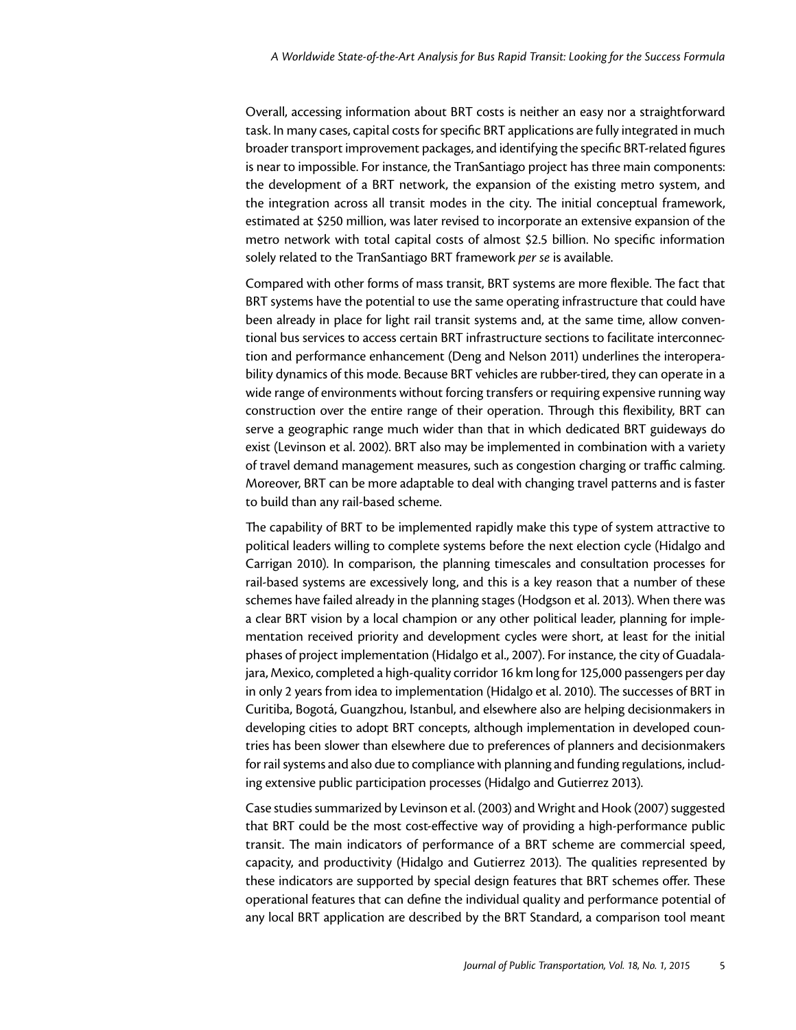Overall, accessing information about BRT costs is neither an easy nor a straightforward task. In many cases, capital costs for specific BRT applications are fully integrated in much broader transport improvement packages, and identifying the specific BRT-related figures is near to impossible. For instance, the TranSantiago project has three main components: the development of a BRT network, the expansion of the existing metro system, and the integration across all transit modes in the city. The initial conceptual framework, estimated at $250 million, was later revised to incorporate an extensive expansion of the metro network with total capital costs of almost $2.5 billion. No specific information solely related to the TranSantiago BRT framework *per se* is available.

Compared with other forms of mass transit, BRT systems are more flexible. The fact that BRT systems have the potential to use the same operating infrastructure that could have been already in place for light rail transit systems and, at the same time, allow conventional bus services to access certain BRT infrastructure sections to facilitate interconnection and performance enhancement (Deng and Nelson 2011) underlines the interoperability dynamics of this mode. Because BRT vehicles are rubber-tired, they can operate in a wide range of environments without forcing transfers or requiring expensive running way construction over the entire range of their operation. Through this flexibility, BRT can serve a geographic range much wider than that in which dedicated BRT guideways do exist (Levinson et al. 2002). BRT also may be implemented in combination with a variety of travel demand management measures, such as congestion charging or traffic calming. Moreover, BRT can be more adaptable to deal with changing travel patterns and is faster to build than any rail-based scheme.

The capability of BRT to be implemented rapidly make this type of system attractive to political leaders willing to complete systems before the next election cycle (Hidalgo and Carrigan 2010). In comparison, the planning timescales and consultation processes for rail-based systems are excessively long, and this is a key reason that a number of these schemes have failed already in the planning stages (Hodgson et al. 2013). When there was a clear BRT vision by a local champion or any other political leader, planning for implementation received priority and development cycles were short, at least for the initial phases of project implementation (Hidalgo et al., 2007). For instance, the city of Guadalajara, Mexico, completed a high-quality corridor 16 km long for 125,000 passengers per day in only 2 years from idea to implementation (Hidalgo et al. 2010). The successes of BRT in Curitiba, Bogotá, Guangzhou, Istanbul, and elsewhere also are helping decisionmakers in developing cities to adopt BRT concepts, although implementation in developed countries has been slower than elsewhere due to preferences of planners and decisionmakers for rail systems and also due to compliance with planning and funding regulations, including extensive public participation processes (Hidalgo and Gutierrez 2013).

Case studies summarized by Levinson et al. (2003) and Wright and Hook (2007) suggested that BRT could be the most cost-effective way of providing a high-performance public transit. The main indicators of performance of a BRT scheme are commercial speed, capacity, and productivity (Hidalgo and Gutierrez 2013). The qualities represented by these indicators are supported by special design features that BRT schemes offer. These operational features that can define the individual quality and performance potential of any local BRT application are described by the BRT Standard, a comparison tool meant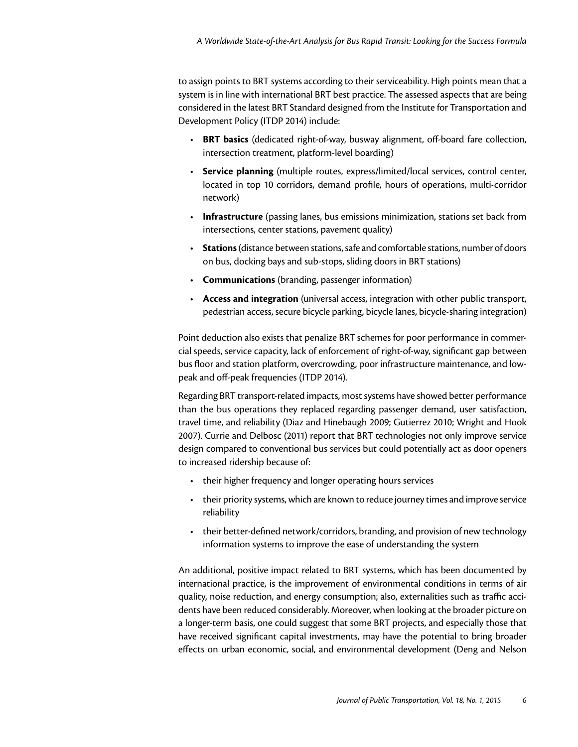to assign points to BRT systems according to their serviceability. High points mean that a system is in line with international BRT best practice. The assessed aspects that are being considered in the latest BRT Standard designed from the Institute for Transportation and Development Policy (ITDP 2014) include:

- **BRT basics** (dedicated right-of-way, busway alignment, off-board fare collection, intersection treatment, platform-level boarding)
- **Service planning** (multiple routes, express/limited/local services, control center, located in top 10 corridors, demand profile, hours of operations, multi-corridor network)
- **Infrastructure** (passing lanes, bus emissions minimization, stations set back from intersections, center stations, pavement quality)
- **Stations** (distance between stations, safe and comfortable stations, number of doors on bus, docking bays and sub-stops, sliding doors in BRT stations)
- **Communications** (branding, passenger information)
- **Access and integration** (universal access, integration with other public transport, pedestrian access, secure bicycle parking, bicycle lanes, bicycle-sharing integration)

Point deduction also exists that penalize BRT schemes for poor performance in commercial speeds, service capacity, lack of enforcement of right-of-way, significant gap between bus floor and station platform, overcrowding, poor infrastructure maintenance, and low-peak and off-peak frequencies (ITDP 2014).

Regarding BRT transport-related impacts, most systems have showed better performance than the bus operations they replaced regarding passenger demand, user satisfaction, travel time, and reliability (Diaz and Hinebaugh 2009; Gutierrez 2010; Wright and Hook 2007). Currie and Delbosc (2011) report that BRT technologies not only improve service design compared to conventional bus services but could potentially act as door openers to increased ridership because of:

- their higher frequency and longer operating hours services
- their priority systems, which are known to reduce journey times and improve service reliability
- their better-defined network/corridors, branding, and provision of new technology information systems to improve the ease of understanding the system

An additional, positive impact related to BRT systems, which has been documented by international practice, is the improvement of environmental conditions in terms of air quality, noise reduction, and energy consumption; also, externalities such as traffic accidents have been reduced considerably. Moreover, when looking at the broader picture on a longer-term basis, one could suggest that some BRT projects, and especially those that have received significant capital investments, may have the potential to bring broader effects on urban economic, social, and environmental development (Deng and Nelson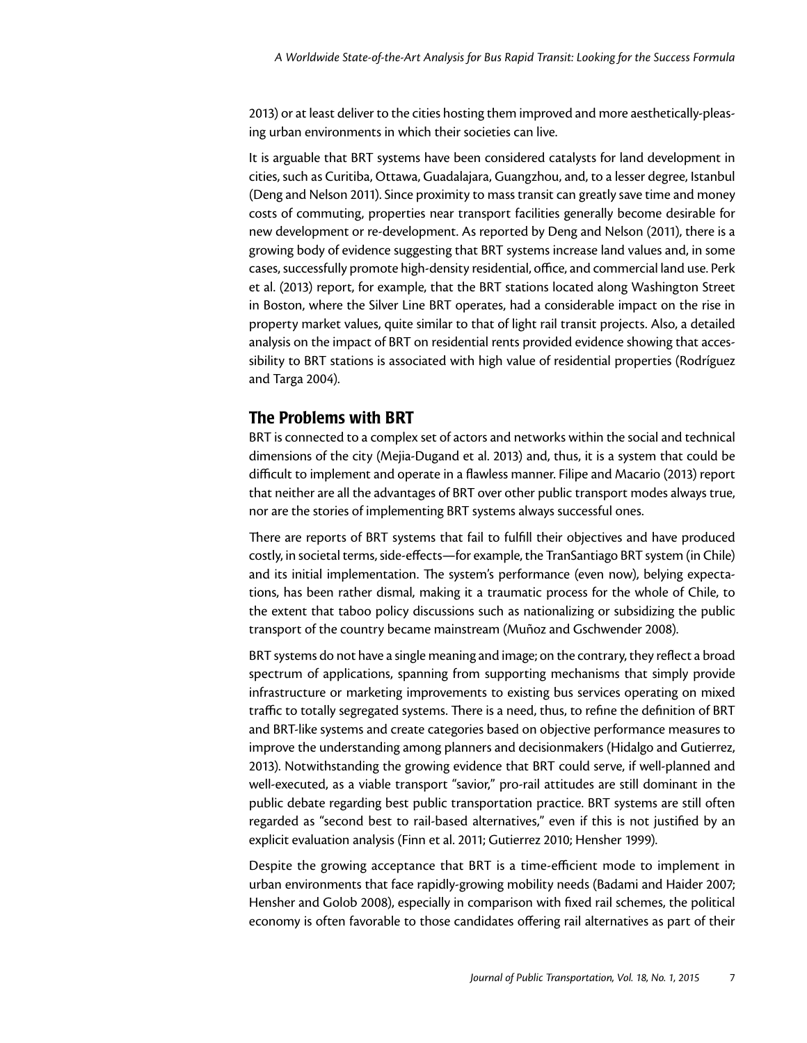2013) or at least deliver to the cities hosting them improved and more aesthetically-pleasing urban environments in which their societies can live.

It is arguable that BRT systems have been considered catalysts for land development in cities, such as Curitiba, Ottawa, Guadalajara, Guangzhou, and, to a lesser degree, Istanbul (Deng and Nelson 2011). Since proximity to mass transit can greatly save time and money costs of commuting, properties near transport facilities generally become desirable for new development or re-development. As reported by Deng and Nelson (2011), there is a growing body of evidence suggesting that BRT systems increase land values and, in some cases, successfully promote high-density residential, office, and commercial land use. Perk et al. (2013) report, for example, that the BRT stations located along Washington Street in Boston, where the Silver Line BRT operates, had a considerable impact on the rise in property market values, quite similar to that of light rail transit projects. Also, a detailed analysis on the impact of BRT on residential rents provided evidence showing that accessibility to BRT stations is associated with high value of residential properties (Rodríguez and Targa 2004).

## The Problems with BRT

BRT is connected to a complex set of actors and networks within the social and technical dimensions of the city (Mejia-Dugand et al. 2013) and, thus, it is a system that could be difficult to implement and operate in a flawless manner. Filipe and Macario (2013) report that neither are all the advantages of BRT over other public transport modes always true, nor are the stories of implementing BRT systems always successful ones.

There are reports of BRT systems that fail to fulfill their objectives and have produced costly, in societal terms, side-effects—for example, the TranSantiago BRT system (in Chile) and its initial implementation. The system's performance (even now), belying expectations, has been rather dismal, making it a traumatic process for the whole of Chile, to the extent that taboo policy discussions such as nationalizing or subsidizing the public transport of the country became mainstream (Muñoz and Gschwender 2008).

BRT systems do not have a single meaning and image; on the contrary, they reflect a broad spectrum of applications, spanning from supporting mechanisms that simply provide infrastructure or marketing improvements to existing bus services operating on mixed traffic to totally segregated systems. There is a need, thus, to refine the definition of BRT and BRT-like systems and create categories based on objective performance measures to improve the understanding among planners and decisionmakers (Hidalgo and Gutierrez, 2013). Notwithstanding the growing evidence that BRT could serve, if well-planned and well-executed, as a viable transport "savior," pro-rail attitudes are still dominant in the public debate regarding best public transportation practice. BRT systems are still often regarded as "second best to rail-based alternatives," even if this is not justified by an explicit evaluation analysis (Finn et al. 2011; Gutierrez 2010; Hensher 1999).

Despite the growing acceptance that BRT is a time-efficient mode to implement in urban environments that face rapidly-growing mobility needs (Badami and Haider 2007; Hensher and Golob 2008), especially in comparison with fixed rail schemes, the political economy is often favorable to those candidates offering rail alternatives as part of their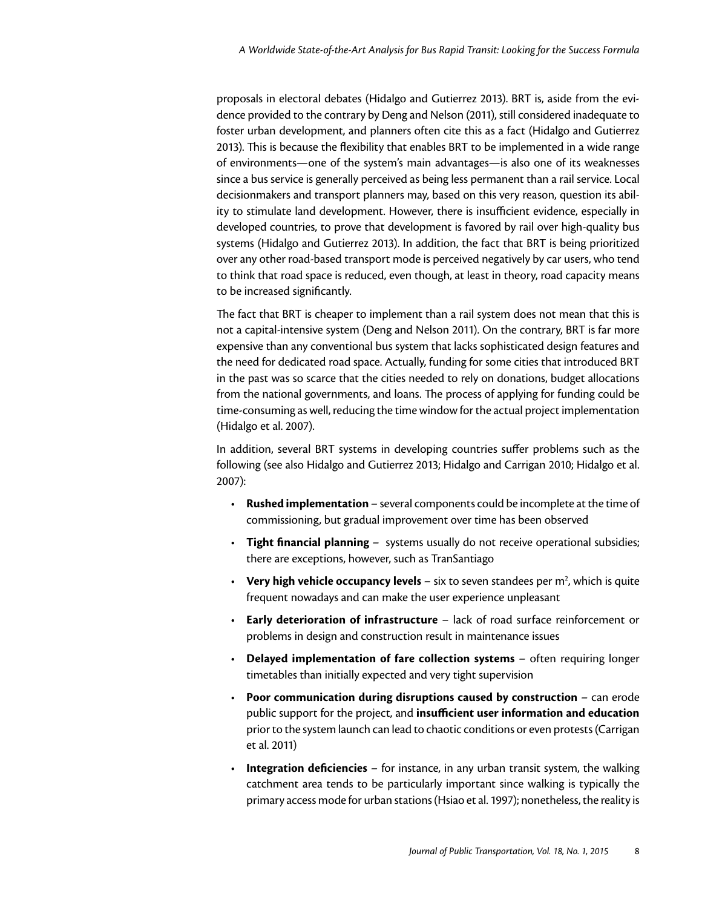proposals in electoral debates (Hidalgo and Gutierrez 2013). BRT is, aside from the evidence provided to the contrary by Deng and Nelson (2011), still considered inadequate to foster urban development, and planners often cite this as a fact (Hidalgo and Gutierrez 2013). This is because the flexibility that enables BRT to be implemented in a wide range of environments—one of the system's main advantages—is also one of its weaknesses since a bus service is generally perceived as being less permanent than a rail service. Local decisionmakers and transport planners may, based on this very reason, question its ability to stimulate land development. However, there is insufficient evidence, especially in developed countries, to prove that development is favored by rail over high-quality bus systems (Hidalgo and Gutierrez 2013). In addition, the fact that BRT is being prioritized over any other road-based transport mode is perceived negatively by car users, who tend to think that road space is reduced, even though, at least in theory, road capacity means to be increased significantly.

The fact that BRT is cheaper to implement than a rail system does not mean that this is not a capital-intensive system (Deng and Nelson 2011). On the contrary, BRT is far more expensive than any conventional bus system that lacks sophisticated design features and the need for dedicated road space. Actually, funding for some cities that introduced BRT in the past was so scarce that the cities needed to rely on donations, budget allocations from the national governments, and loans. The process of applying for funding could be time-consuming as well, reducing the time window for the actual project implementation (Hidalgo et al. 2007).

In addition, several BRT systems in developing countries suffer problems such as the following (see also Hidalgo and Gutierrez 2013; Hidalgo and Carrigan 2010; Hidalgo et al. 2007):

- **Rushed implementation** – several components could be incomplete at the time of commissioning, but gradual improvement over time has been observed
- **Tight financial planning** – systems usually do not receive operational subsidies; there are exceptions, however, such as TranSantiago
- **Very high vehicle occupancy levels** – six to seven standees per m$^2$, which is quite frequent nowadays and can make the user experience unpleasant
- **Early deterioration of infrastructure** – lack of road surface reinforcement or problems in design and construction result in maintenance issues
- **Delayed implementation of fare collection systems** – often requiring longer timetables than initially expected and very tight supervision
- **Poor communication during disruptions caused by construction** – can erode public support for the project, and **insufficient user information and education** prior to the system launch can lead to chaotic conditions or even protests (Carrigan et al. 2011)
- **Integration deficiencies** – for instance, in any urban transit system, the walking catchment area tends to be particularly important since walking is typically the primary access mode for urban stations (Hsiao et al. 1997); nonetheless, the reality is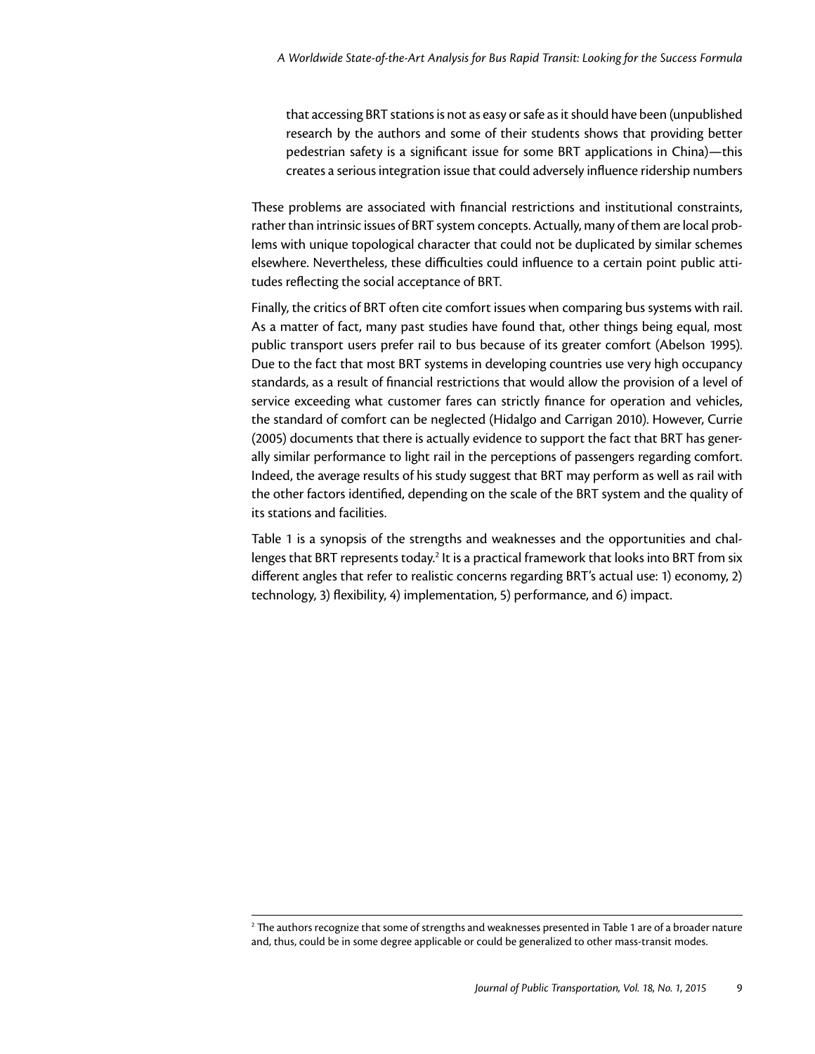that accessing BRT stations is not as easy or safe as it should have been (unpublished research by the authors and some of their students shows that providing better pedestrian safety is a significant issue for some BRT applications in China)—this creates a serious integration issue that could adversely influence ridership numbers

These problems are associated with financial restrictions and institutional constraints, rather than intrinsic issues of BRT system concepts. Actually, many of them are local problems with unique topological character that could not be duplicated by similar schemes elsewhere. Nevertheless, these difficulties could influence to a certain point public attitudes reflecting the social acceptance of BRT.

Finally, the critics of BRT often cite comfort issues when comparing bus systems with rail. As a matter of fact, many past studies have found that, other things being equal, most public transport users prefer rail to bus because of its greater comfort (Abelson 1995). Due to the fact that most BRT systems in developing countries use very high occupancy standards, as a result of financial restrictions that would allow the provision of a level of service exceeding what customer fares can strictly finance for operation and vehicles, the standard of comfort can be neglected (Hidalgo and Carrigan 2010). However, Currie (2005) documents that there is actually evidence to support the fact that BRT has generally similar performance to light rail in the perceptions of passengers regarding comfort. Indeed, the average results of his study suggest that BRT may perform as well as rail with the other factors identified, depending on the scale of the BRT system and the quality of its stations and facilities.

Table 1 is a synopsis of the strengths and weaknesses and the opportunities and challenges that BRT represents today.[2] It is a practical framework that looks into BRT from six different angles that refer to realistic concerns regarding BRT's actual use: 1) economy, 2) technology, 3) flexibility, 4) implementation, 5) performance, and 6) impact.

[2] The authors recognize that some of strengths and weaknesses presented in Table 1 are of a broader nature and, thus, could be in some degree applicable or could be generalized to other mass-transit modes.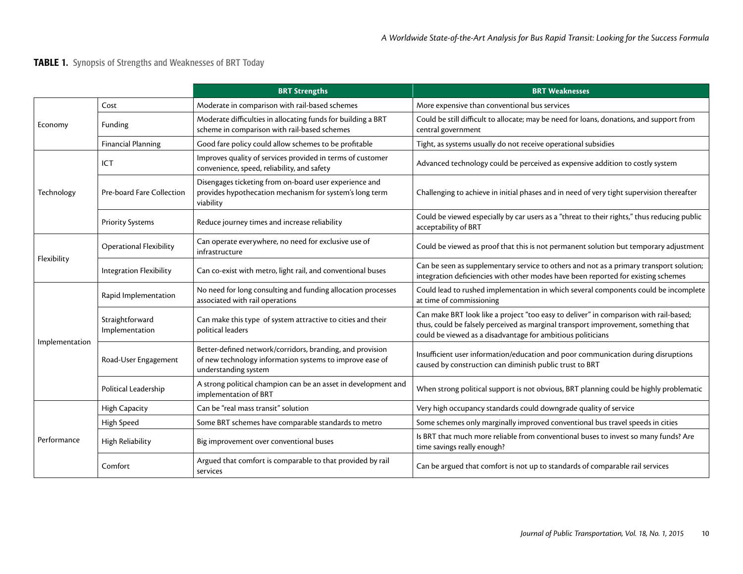**TABLE 1.** Synopsis of Strengths and Weaknesses of BRT Today

| | | BRT Strengths | BRT Weaknesses |
|---|---|---|---|
| Economy | Cost | Moderate in comparison with rail-based schemes | More expensive than conventional bus services |
| | Funding | Moderate difficulties in allocating funds for building a BRT scheme in comparison with rail-based schemes | Could be still difficult to allocate; may be need for loans, donations, and support from central government |
| | Financial Planning | Good fare policy could allow schemes to be profitable | Tight, as systems usually do not receive operational subsidies |
| Technology | ICT | Improves quality of services provided in terms of customer convenience, speed, reliability, and safety | Advanced technology could be perceived as expensive addition to costly system |
| | Pre-board Fare Collection | Disengages ticketing from on-board user experience and provides hypothecation mechanism for system's long term viability | Challenging to achieve in initial phases and in need of very tight supervision thereafter |
| | Priority Systems | Reduce journey times and increase reliability | Could be viewed especially by car users as a "threat to their rights," thus reducing public acceptability of BRT |
| Flexibility | Operational Flexibility | Can operate everywhere, no need for exclusive use of infrastructure | Could be viewed as proof that this is not permanent solution but temporary adjustment |
| | Integration Flexibility | Can co-exist with metro, light rail, and conventional buses | Can be seen as supplementary service to others and not as a primary transport solution; integration deficiencies with other modes have been reported for existing schemes |
| Implementation | Rapid Implementation | No need for long consulting and funding allocation processes associated with rail operations | Could lead to rushed implementation in which several components could be incomplete at time of commissioning |
| | Straightforward Implementation | Can make this type of system attractive to cities and their political leaders | Can make BRT look like a project "too easy to deliver" in comparison with rail-based; thus, could be falsely perceived as marginal transport improvement, something that could be viewed as a disadvantage for ambitious politicians |
| | Road-User Engagement | Better-defined network/corridors, branding, and provision of new technology information systems to improve ease of understanding system | Insufficient user information/education and poor communication during disruptions caused by construction can diminish public trust to BRT |
| | Political Leadership | A strong political champion can be an asset in development and implementation of BRT | When strong political support is not obvious, BRT planning could be highly problematic |
| Performance | High Capacity | Can be "real mass transit" solution | Very high occupancy standards could downgrade quality of service |
| | High Speed | Some BRT schemes have comparable standards to metro | Some schemes only marginally improved conventional bus travel speeds in cities |
| | High Reliability | Big improvement over conventional buses | Is BRT that much more reliable from conventional buses to invest so many funds? Are time savings really enough? |
| | Comfort | Argued that comfort is comparable to that provided by rail services | Can be argued that comfort is not up to standards of comparable rail services |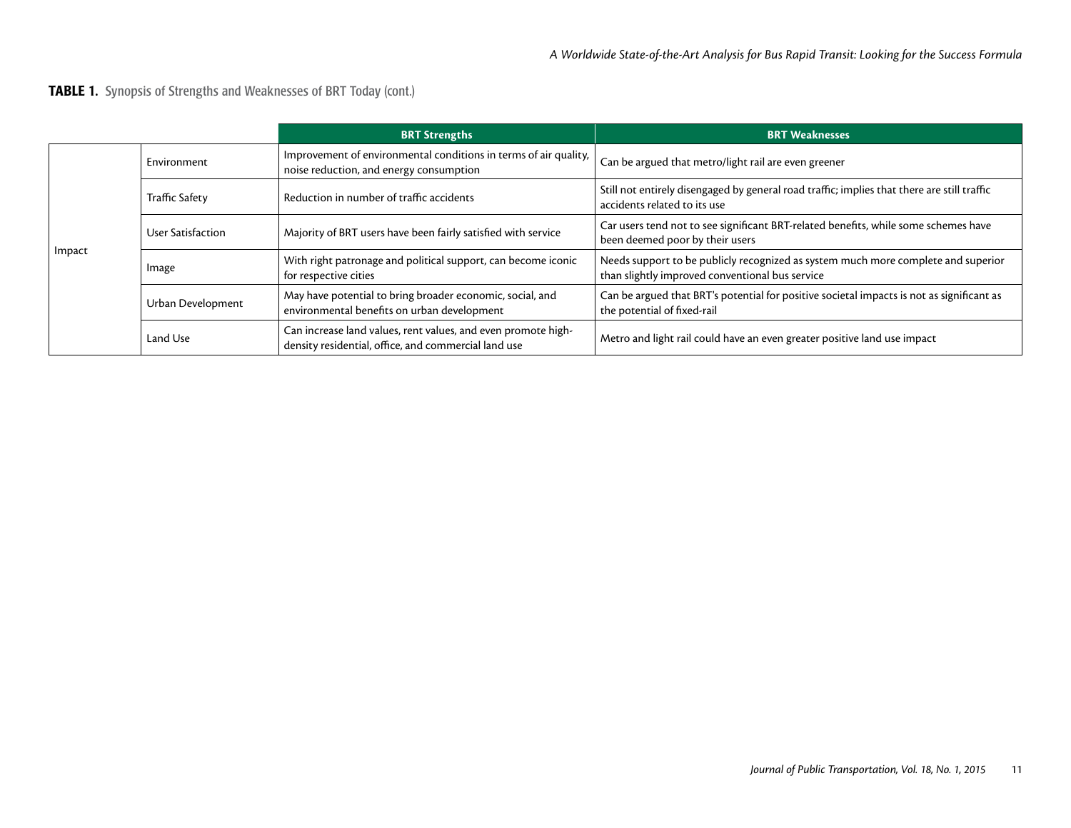**TABLE 1.** Synopsis of Strengths and Weaknesses of BRT Today (cont.)

| | | BRT Strengths | BRT Weaknesses |
|---|---|---|---|
| Impact | Environment | Improvement of environmental conditions in terms of air quality, noise reduction, and energy consumption | Can be argued that metro/light rail are even greener |
| | Traffic Safety | Reduction in number of traffic accidents | Still not entirely disengaged by general road traffic; implies that there are still traffic accidents related to its use |
| | User Satisfaction | Majority of BRT users have been fairly satisfied with service | Car users tend not to see significant BRT-related benefits, while some schemes have been deemed poor by their users |
| | Image | With right patronage and political support, can become iconic for respective cities | Needs support to be publicly recognized as system much more complete and superior than slightly improved conventional bus service |
| | Urban Development | May have potential to bring broader economic, social, and environmental benefits on urban development | Can be argued that BRT's potential for positive societal impacts is not as significant as the potential of fixed-rail |
| | Land Use | Can increase land values, rent values, and even promote high-density residential, office, and commercial land use | Metro and light rail could have an even greater positive land use impact |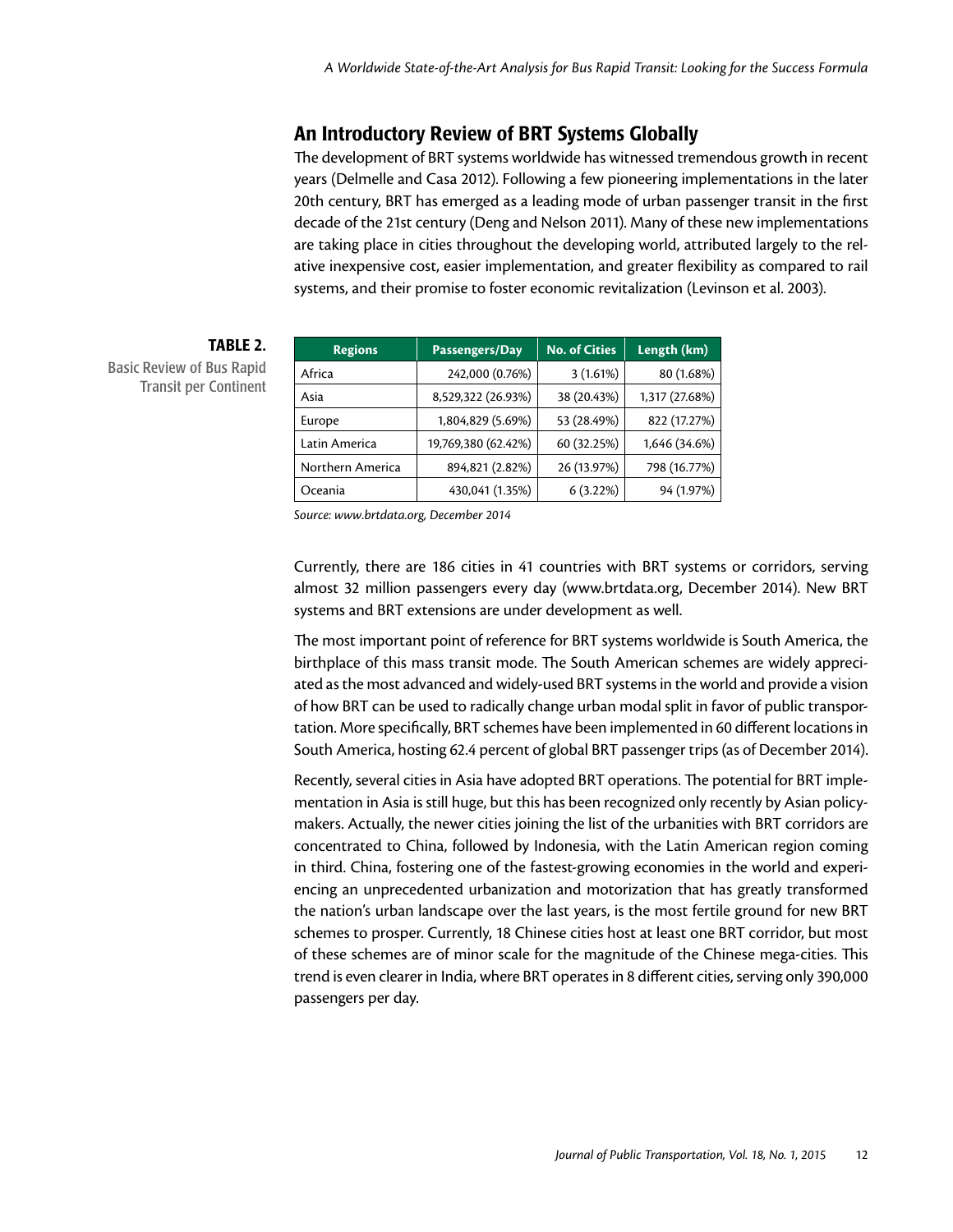## An Introductory Review of BRT Systems Globally

The development of BRT systems worldwide has witnessed tremendous growth in recent years (Delmelle and Casa 2012). Following a few pioneering implementations in the later 20th century, BRT has emerged as a leading mode of urban passenger transit in the first decade of the 21st century (Deng and Nelson 2011). Many of these new implementations are taking place in cities throughout the developing world, attributed largely to the relative inexpensive cost, easier implementation, and greater flexibility as compared to rail systems, and their promise to foster economic revitalization (Levinson et al. 2003).

**TABLE 2.**
Basic Review of Bus Rapid Transit per Continent

| Regions | Passengers/Day | No. of Cities | Length (km) |
|---|---|---|---|
| Africa | 242,000 (0.76%) | 3 (1.61%) | 80 (1.68%) |
| Asia | 8,529,322 (26.93%) | 38 (20.43%) | 1,317 (27.68%) |
| Europe | 1,804,829 (5.69%) | 53 (28.49%) | 822 (17.27%) |
| Latin America | 19,769,380 (62.42%) | 60 (32.25%) | 1,646 (34.6%) |
| Northern America | 894,821 (2.82%) | 26 (13.97%) | 798 (16.77%) |
| Oceania | 430,041 (1.35%) | 6 (3.22%) | 94 (1.97%) |

*Source: www.brtdata.org, December 2014*

Currently, there are 186 cities in 41 countries with BRT systems or corridors, serving almost 32 million passengers every day (www.brtdata.org, December 2014). New BRT systems and BRT extensions are under development as well.

The most important point of reference for BRT systems worldwide is South America, the birthplace of this mass transit mode. The South American schemes are widely appreciated as the most advanced and widely-used BRT systems in the world and provide a vision of how BRT can be used to radically change urban modal split in favor of public transportation. More specifically, BRT schemes have been implemented in 60 different locations in South America, hosting 62.4 percent of global BRT passenger trips (as of December 2014).

Recently, several cities in Asia have adopted BRT operations. The potential for BRT implementation in Asia is still huge, but this has been recognized only recently by Asian policymakers. Actually, the newer cities joining the list of the urbanities with BRT corridors are concentrated to China, followed by Indonesia, with the Latin American region coming in third. China, fostering one of the fastest-growing economies in the world and experiencing an unprecedented urbanization and motorization that has greatly transformed the nation's urban landscape over the last years, is the most fertile ground for new BRT schemes to prosper. Currently, 18 Chinese cities host at least one BRT corridor, but most of these schemes are of minor scale for the magnitude of the Chinese mega-cities. This trend is even clearer in India, where BRT operates in 8 different cities, serving only 390,000 passengers per day.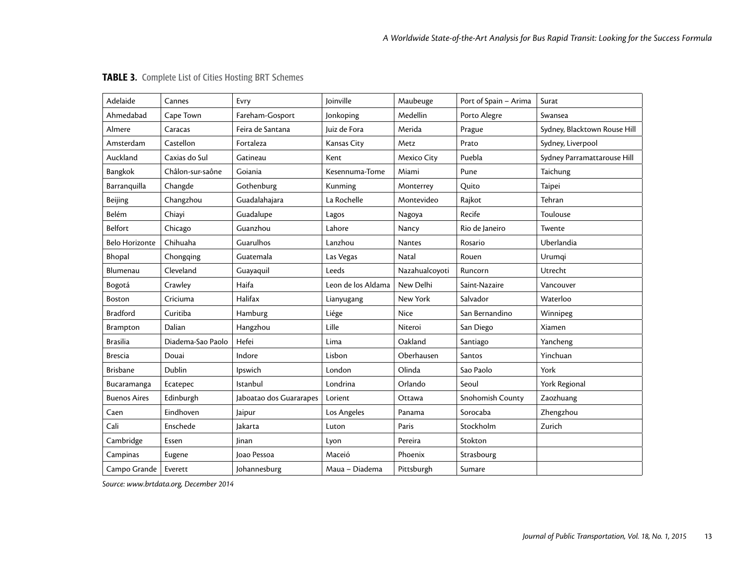**TABLE 3.** Complete List of Cities Hosting BRT Schemes

| Adelaide | Cannes | Evry | Joinville | Maubeuge | Port of Spain – Arima | Surat |
|---|---|---|---|---|---|---|
| Ahmedabad | Cape Town | Fareham-Gosport | Jonkoping | Medellin | Porto Alegre | Swansea |
| Almere | Caracas | Feira de Santana | Juiz de Fora | Merida | Prague | Sydney, Blacktown Rouse Hill |
| Amsterdam | Castellon | Fortaleza | Kansas City | Metz | Prato | Sydney, Liverpool |
| Auckland | Caxias do Sul | Gatineau | Kent | Mexico City | Puebla | Sydney Parramattarouse Hill |
| Bangkok | Châlon-sur-saône | Goiania | Kesennuma-Tome | Miami | Pune | Taichung |
| Barranquilla | Changde | Gothenburg | Kunming | Monterrey | Quito | Taipei |
| Beijing | Changzhou | Guadalahajara | La Rochelle | Montevideo | Rajkot | Tehran |
| Belém | Chiayi | Guadalupe | Lagos | Nagoya | Recife | Toulouse |
| Belfort | Chicago | Guanzhou | Lahore | Nancy | Rio de Janeiro | Twente |
| Belo Horizonte | Chihuaha | Guarulhos | Lanzhou | Nantes | Rosario | Uberlandia |
| Bhopal | Chongqing | Guatemala | Las Vegas | Natal | Rouen | Urumqi |
| Blumenau | Cleveland | Guayaquil | Leeds | Nazahualcoyoti | Runcorn | Utrecht |
| Bogotá | Crawley | Haifa | Leon de los Aldama | New Delhi | Saint-Nazaire | Vancouver |
| Boston | Criciuma | Halifax | Lianyugang | New York | Salvador | Waterloo |
| Bradford | Curitiba | Hamburg | Liége | Nice | San Bernandino | Winnipeg |
| Brampton | Dalian | Hangzhou | Lille | Niteroi | San Diego | Xiamen |
| Brasilia | Diadema-Sao Paolo | Hefei | Lima | Oakland | Santiago | Yancheng |
| Brescia | Douai | Indore | Lisbon | Oberhausen | Santos | Yinchuan |
| Brisbane | Dublin | Ipswich | London | Olinda | Sao Paolo | York |
| Bucaramanga | Ecatepec | Istanbul | Londrina | Orlando | Seoul | York Regional |
| Buenos Aires | Edinburgh | Jaboatao dos Guararapes | Lorient | Ottawa | Snohomish County | Zaozhuang |
| Caen | Eindhoven | Jaipur | Los Angeles | Panama | Sorocaba | Zhengzhou |
| Cali | Enschede | Jakarta | Luton | Paris | Stockholm | Zurich |
| Cambridge | Essen | Jinan | Lyon | Pereira | Stokton | |
| Campinas | Eugene | Joao Pessoa | Maceió | Phoenix | Strasbourg | |
| Campo Grande | Everett | Johannesburg | Maua – Diadema | Pittsburgh | Sumare | |

*Source: www.brtdata.org, December 2014*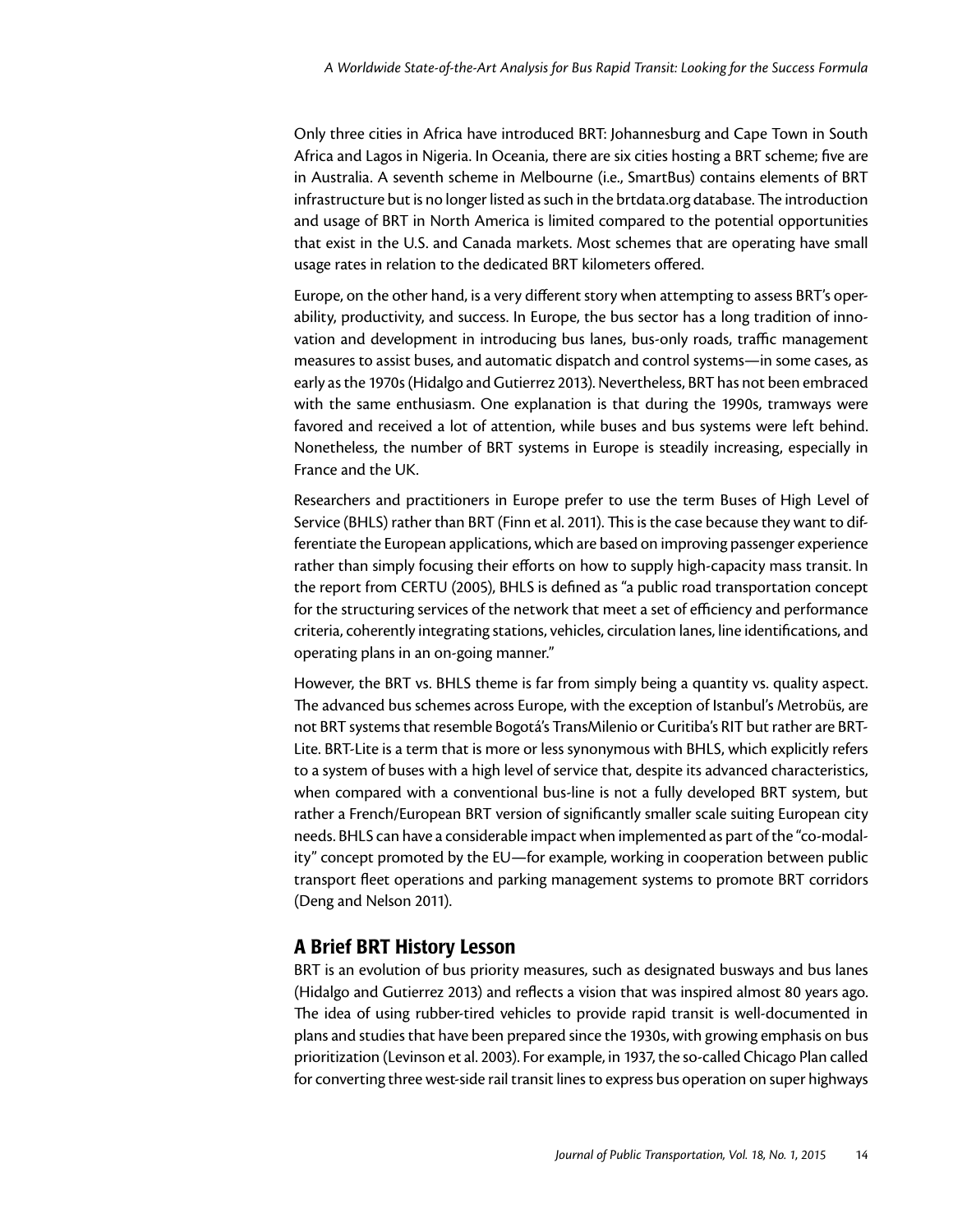Only three cities in Africa have introduced BRT: Johannesburg and Cape Town in South Africa and Lagos in Nigeria. In Oceania, there are six cities hosting a BRT scheme; five are in Australia. A seventh scheme in Melbourne (i.e., SmartBus) contains elements of BRT infrastructure but is no longer listed as such in the brtdata.org database. The introduction and usage of BRT in North America is limited compared to the potential opportunities that exist in the U.S. and Canada markets. Most schemes that are operating have small usage rates in relation to the dedicated BRT kilometers offered.

Europe, on the other hand, is a very different story when attempting to assess BRT's operability, productivity, and success. In Europe, the bus sector has a long tradition of innovation and development in introducing bus lanes, bus-only roads, traffic management measures to assist buses, and automatic dispatch and control systems—in some cases, as early as the 1970s (Hidalgo and Gutierrez 2013). Nevertheless, BRT has not been embraced with the same enthusiasm. One explanation is that during the 1990s, tramways were favored and received a lot of attention, while buses and bus systems were left behind. Nonetheless, the number of BRT systems in Europe is steadily increasing, especially in France and the UK.

Researchers and practitioners in Europe prefer to use the term Buses of High Level of Service (BHLS) rather than BRT (Finn et al. 2011). This is the case because they want to differentiate the European applications, which are based on improving passenger experience rather than simply focusing their efforts on how to supply high-capacity mass transit. In the report from CERTU (2005), BHLS is defined as "a public road transportation concept for the structuring services of the network that meet a set of efficiency and performance criteria, coherently integrating stations, vehicles, circulation lanes, line identifications, and operating plans in an on-going manner."

However, the BRT vs. BHLS theme is far from simply being a quantity vs. quality aspect. The advanced bus schemes across Europe, with the exception of Istanbul's Metrobüs, are not BRT systems that resemble Bogotá's TransMilenio or Curitiba's RIT but rather are BRT-Lite. BRT-Lite is a term that is more or less synonymous with BHLS, which explicitly refers to a system of buses with a high level of service that, despite its advanced characteristics, when compared with a conventional bus-line is not a fully developed BRT system, but rather a French/European BRT version of significantly smaller scale suiting European city needs. BHLS can have a considerable impact when implemented as part of the "co-modality" concept promoted by the EU—for example, working in cooperation between public transport fleet operations and parking management systems to promote BRT corridors (Deng and Nelson 2011).

## A Brief BRT History Lesson

BRT is an evolution of bus priority measures, such as designated busways and bus lanes (Hidalgo and Gutierrez 2013) and reflects a vision that was inspired almost 80 years ago. The idea of using rubber-tired vehicles to provide rapid transit is well-documented in plans and studies that have been prepared since the 1930s, with growing emphasis on bus prioritization (Levinson et al. 2003). For example, in 1937, the so-called Chicago Plan called for converting three west-side rail transit lines to express bus operation on super highways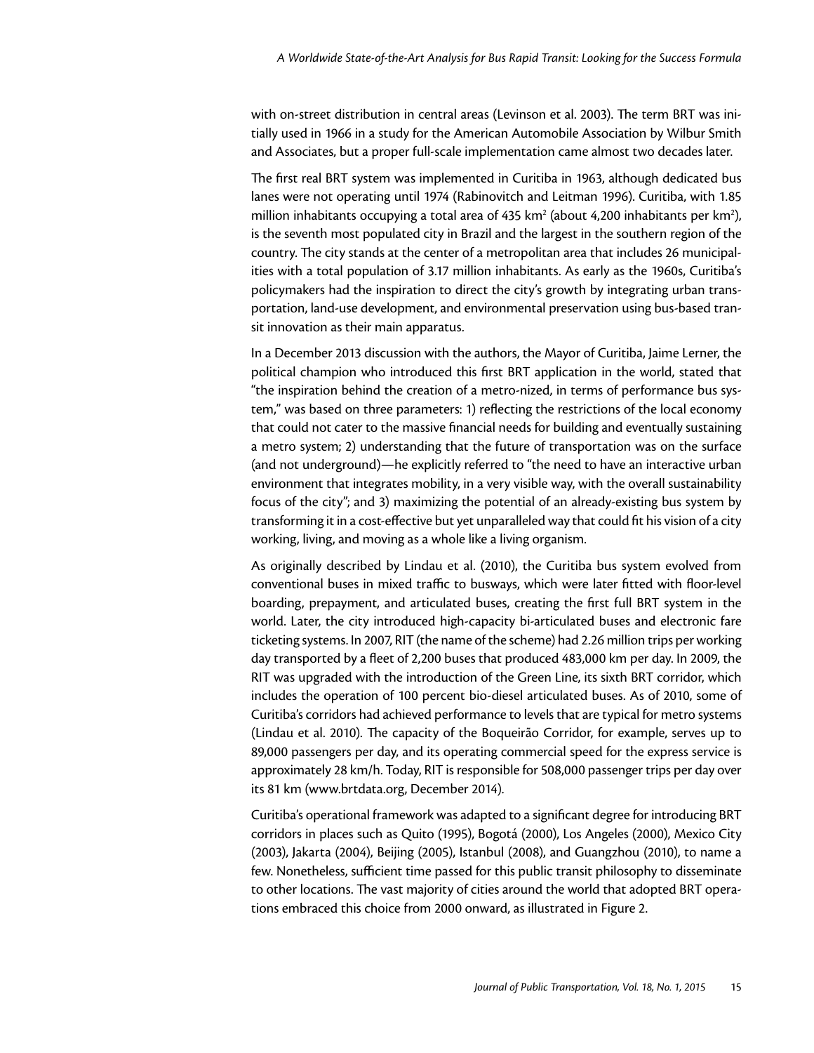with on-street distribution in central areas (Levinson et al. 2003). The term BRT was initially used in 1966 in a study for the American Automobile Association by Wilbur Smith and Associates, but a proper full-scale implementation came almost two decades later.

The first real BRT system was implemented in Curitiba in 1963, although dedicated bus lanes were not operating until 1974 (Rabinovitch and Leitman 1996). Curitiba, with 1.85 million inhabitants occupying a total area of 435 km$^2$ (about 4,200 inhabitants per km$^2$), is the seventh most populated city in Brazil and the largest in the southern region of the country. The city stands at the center of a metropolitan area that includes 26 municipalities with a total population of 3.17 million inhabitants. As early as the 1960s, Curitiba's policymakers had the inspiration to direct the city's growth by integrating urban transportation, land-use development, and environmental preservation using bus-based transit innovation as their main apparatus.

In a December 2013 discussion with the authors, the Mayor of Curitiba, Jaime Lerner, the political champion who introduced this first BRT application in the world, stated that "the inspiration behind the creation of a metro-nized, in terms of performance bus system," was based on three parameters: 1) reflecting the restrictions of the local economy that could not cater to the massive financial needs for building and eventually sustaining a metro system; 2) understanding that the future of transportation was on the surface (and not underground)—he explicitly referred to "the need to have an interactive urban environment that integrates mobility, in a very visible way, with the overall sustainability focus of the city"; and 3) maximizing the potential of an already-existing bus system by transforming it in a cost-effective but yet unparalleled way that could fit his vision of a city working, living, and moving as a whole like a living organism.

As originally described by Lindau et al. (2010), the Curitiba bus system evolved from conventional buses in mixed traffic to busways, which were later fitted with floor-level boarding, prepayment, and articulated buses, creating the first full BRT system in the world. Later, the city introduced high-capacity bi-articulated buses and electronic fare ticketing systems. In 2007, RIT (the name of the scheme) had 2.26 million trips per working day transported by a fleet of 2,200 buses that produced 483,000 km per day. In 2009, the RIT was upgraded with the introduction of the Green Line, its sixth BRT corridor, which includes the operation of 100 percent bio-diesel articulated buses. As of 2010, some of Curitiba's corridors had achieved performance to levels that are typical for metro systems (Lindau et al. 2010). The capacity of the Boqueirão Corridor, for example, serves up to 89,000 passengers per day, and its operating commercial speed for the express service is approximately 28 km/h. Today, RIT is responsible for 508,000 passenger trips per day over its 81 km (www.brtdata.org, December 2014).

Curitiba's operational framework was adapted to a significant degree for introducing BRT corridors in places such as Quito (1995), Bogotá (2000), Los Angeles (2000), Mexico City (2003), Jakarta (2004), Beijing (2005), Istanbul (2008), and Guangzhou (2010), to name a few. Nonetheless, sufficient time passed for this public transit philosophy to disseminate to other locations. The vast majority of cities around the world that adopted BRT operations embraced this choice from 2000 onward, as illustrated in Figure 2.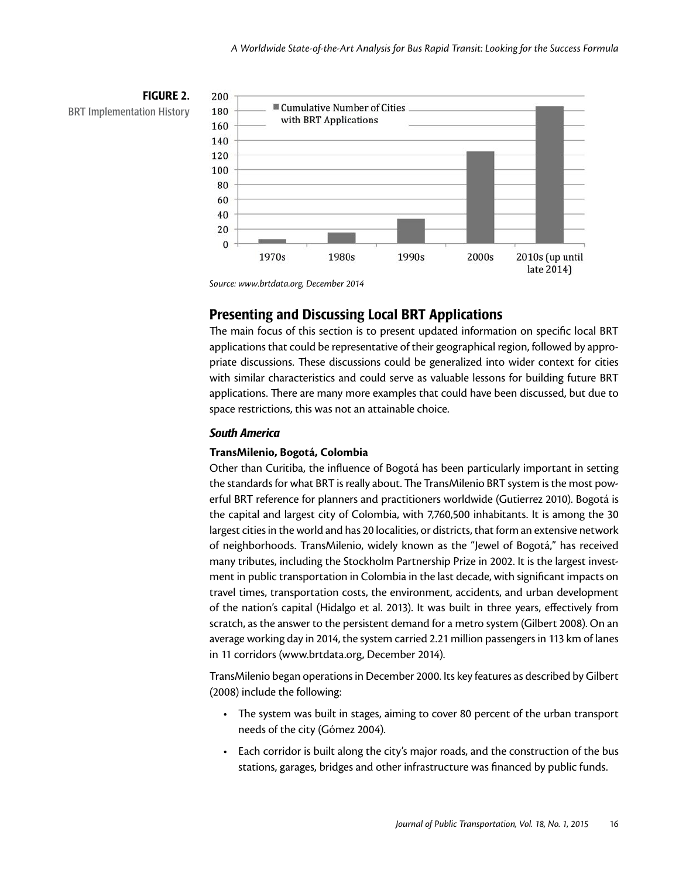**FIGURE 2.**
BRT Implementation History

Source: www.brtdata.org, December 2014

## Presenting and Discussing Local BRT Applications

The main focus of this section is to present updated information on specific local BRT applications that could be representative of their geographical region, followed by appropriate discussions. These discussions could be generalized into wider context for cities with similar characteristics and could serve as valuable lessons for building future BRT applications. There are many more examples that could have been discussed, but due to space restrictions, this was not an attainable choice.

### *South America*

**TransMilenio, Bogotá, Colombia**

Other than Curitiba, the influence of Bogotá has been particularly important in setting the standards for what BRT is really about. The TransMilenio BRT system is the most powerful BRT reference for planners and practitioners worldwide (Gutierrez 2010). Bogotá is the capital and largest city of Colombia, with 7,760,500 inhabitants. It is among the 30 largest cities in the world and has 20 localities, or districts, that form an extensive network of neighborhoods. TransMilenio, widely known as the "Jewel of Bogotá," has received many tributes, including the Stockholm Partnership Prize in 2002. It is the largest investment in public transportation in Colombia in the last decade, with significant impacts on travel times, transportation costs, the environment, accidents, and urban development of the nation's capital (Hidalgo et al. 2013). It was built in three years, effectively from scratch, as the answer to the persistent demand for a metro system (Gilbert 2008). On an average working day in 2014, the system carried 2.21 million passengers in 113 km of lanes in 11 corridors (www.brtdata.org, December 2014).

TransMilenio began operations in December 2000. Its key features as described by Gilbert (2008) include the following:

- The system was built in stages, aiming to cover 80 percent of the urban transport needs of the city (Gómez 2004).
- Each corridor is built along the city's major roads, and the construction of the bus stations, garages, bridges and other infrastructure was financed by public funds.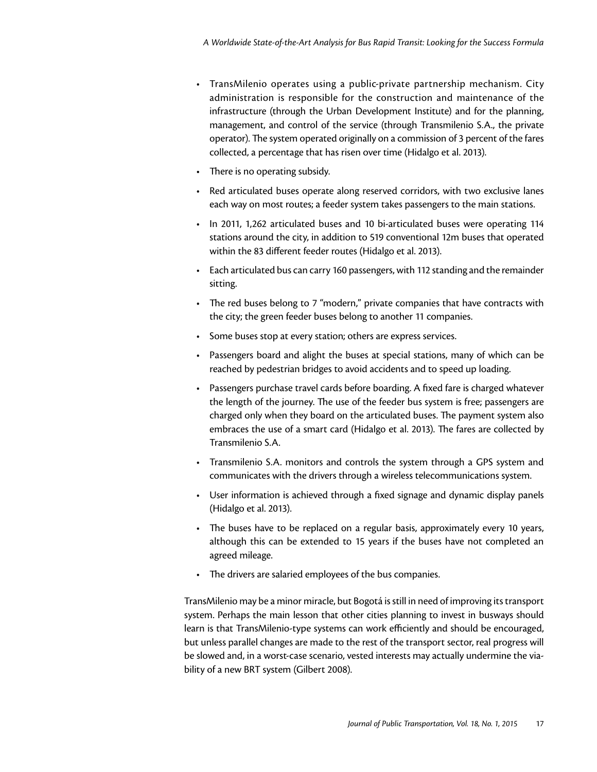- TransMilenio operates using a public-private partnership mechanism. City administration is responsible for the construction and maintenance of the infrastructure (through the Urban Development Institute) and for the planning, management, and control of the service (through Transmilenio S.A., the private operator). The system operated originally on a commission of 3 percent of the fares collected, a percentage that has risen over time (Hidalgo et al. 2013).
- There is no operating subsidy.
- Red articulated buses operate along reserved corridors, with two exclusive lanes each way on most routes; a feeder system takes passengers to the main stations.
- In 2011, 1,262 articulated buses and 10 bi-articulated buses were operating 114 stations around the city, in addition to 519 conventional 12m buses that operated within the 83 different feeder routes (Hidalgo et al. 2013).
- Each articulated bus can carry 160 passengers, with 112 standing and the remainder sitting.
- The red buses belong to 7 "modern," private companies that have contracts with the city; the green feeder buses belong to another 11 companies.
- Some buses stop at every station; others are express services.
- Passengers board and alight the buses at special stations, many of which can be reached by pedestrian bridges to avoid accidents and to speed up loading.
- Passengers purchase travel cards before boarding. A fixed fare is charged whatever the length of the journey. The use of the feeder bus system is free; passengers are charged only when they board on the articulated buses. The payment system also embraces the use of a smart card (Hidalgo et al. 2013). The fares are collected by Transmilenio S.A.
- Transmilenio S.A. monitors and controls the system through a GPS system and communicates with the drivers through a wireless telecommunications system.
- User information is achieved through a fixed signage and dynamic display panels (Hidalgo et al. 2013).
- The buses have to be replaced on a regular basis, approximately every 10 years, although this can be extended to 15 years if the buses have not completed an agreed mileage.
- The drivers are salaried employees of the bus companies.

TransMilenio may be a minor miracle, but Bogotá is still in need of improving its transport system. Perhaps the main lesson that other cities planning to invest in busways should learn is that TransMilenio-type systems can work efficiently and should be encouraged, but unless parallel changes are made to the rest of the transport sector, real progress will be slowed and, in a worst-case scenario, vested interests may actually undermine the viability of a new BRT system (Gilbert 2008).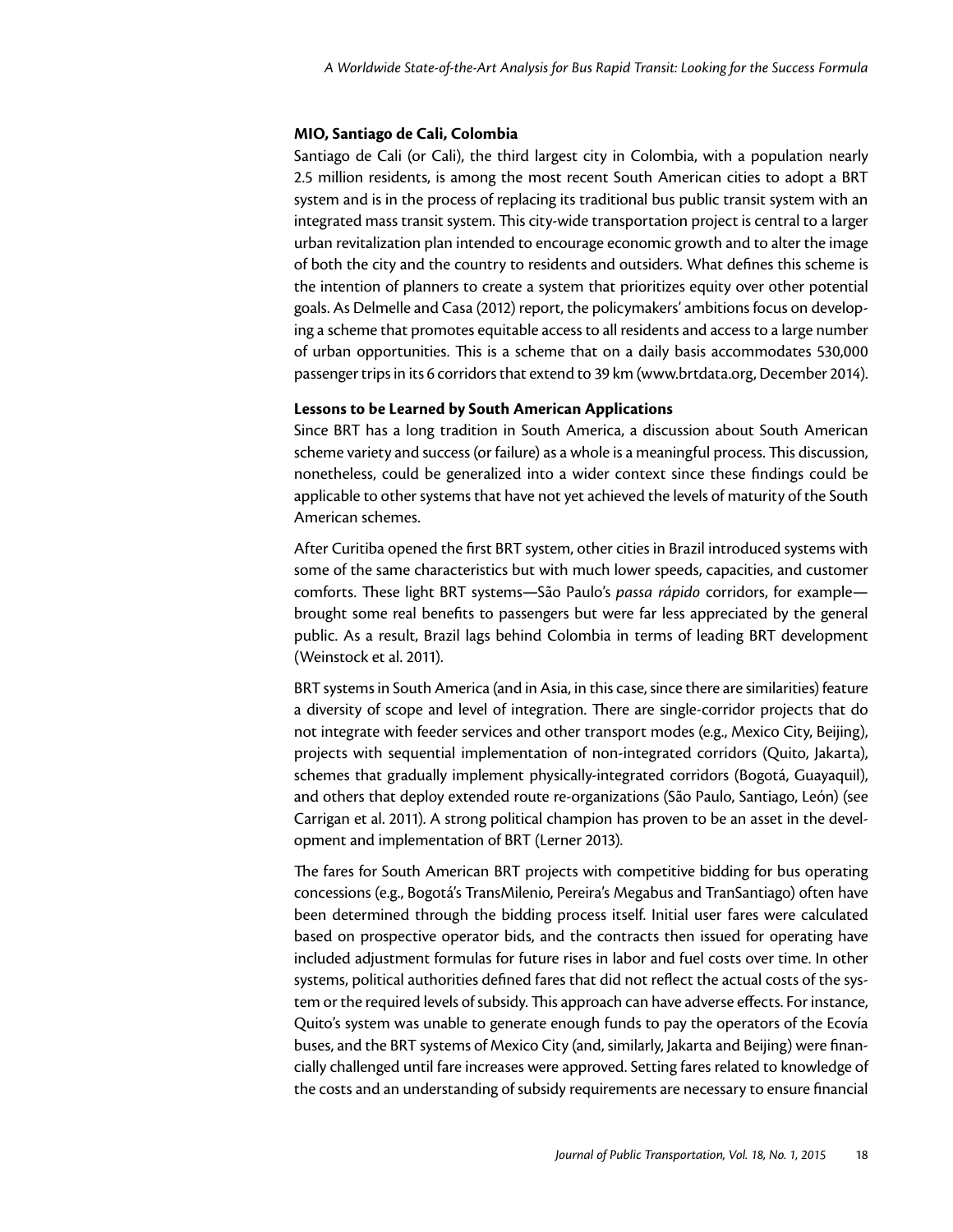**MIO, Santiago de Cali, Colombia**

Santiago de Cali (or Cali), the third largest city in Colombia, with a population nearly 2.5 million residents, is among the most recent South American cities to adopt a BRT system and is in the process of replacing its traditional bus public transit system with an integrated mass transit system. This city-wide transportation project is central to a larger urban revitalization plan intended to encourage economic growth and to alter the image of both the city and the country to residents and outsiders. What defines this scheme is the intention of planners to create a system that prioritizes equity over other potential goals. As Delmelle and Casa (2012) report, the policymakers' ambitions focus on developing a scheme that promotes equitable access to all residents and access to a large number of urban opportunities. This is a scheme that on a daily basis accommodates 530,000 passenger trips in its 6 corridors that extend to 39 km (www.brtdata.org, December 2014).

**Lessons to be Learned by South American Applications**

Since BRT has a long tradition in South America, a discussion about South American scheme variety and success (or failure) as a whole is a meaningful process. This discussion, nonetheless, could be generalized into a wider context since these findings could be applicable to other systems that have not yet achieved the levels of maturity of the South American schemes.

After Curitiba opened the first BRT system, other cities in Brazil introduced systems with some of the same characteristics but with much lower speeds, capacities, and customer comforts. These light BRT systems—São Paulo's *passa rápido* corridors, for example—brought some real benefits to passengers but were far less appreciated by the general public. As a result, Brazil lags behind Colombia in terms of leading BRT development (Weinstock et al. 2011).

BRT systems in South America (and in Asia, in this case, since there are similarities) feature a diversity of scope and level of integration. There are single-corridor projects that do not integrate with feeder services and other transport modes (e.g., Mexico City, Beijing), projects with sequential implementation of non-integrated corridors (Quito, Jakarta), schemes that gradually implement physically-integrated corridors (Bogotá, Guayaquil), and others that deploy extended route re-organizations (São Paulo, Santiago, León) (see Carrigan et al. 2011). A strong political champion has proven to be an asset in the development and implementation of BRT (Lerner 2013).

The fares for South American BRT projects with competitive bidding for bus operating concessions (e.g., Bogotá's TransMilenio, Pereira's Megabus and TranSantiago) often have been determined through the bidding process itself. Initial user fares were calculated based on prospective operator bids, and the contracts then issued for operating have included adjustment formulas for future rises in labor and fuel costs over time. In other systems, political authorities defined fares that did not reflect the actual costs of the system or the required levels of subsidy. This approach can have adverse effects. For instance, Quito's system was unable to generate enough funds to pay the operators of the Ecovía buses, and the BRT systems of Mexico City (and, similarly, Jakarta and Beijing) were financially challenged until fare increases were approved. Setting fares related to knowledge of the costs and an understanding of subsidy requirements are necessary to ensure financial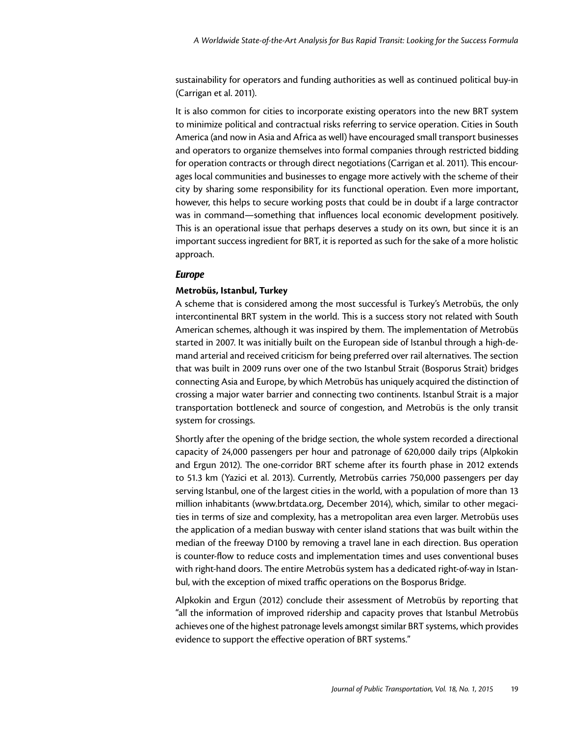sustainability for operators and funding authorities as well as continued political buy-in (Carrigan et al. 2011).

It is also common for cities to incorporate existing operators into the new BRT system to minimize political and contractual risks referring to service operation. Cities in South America (and now in Asia and Africa as well) have encouraged small transport businesses and operators to organize themselves into formal companies through restricted bidding for operation contracts or through direct negotiations (Carrigan et al. 2011). This encourages local communities and businesses to engage more actively with the scheme of their city by sharing some responsibility for its functional operation. Even more important, however, this helps to secure working posts that could be in doubt if a large contractor was in command—something that influences local economic development positively. This is an operational issue that perhaps deserves a study on its own, but since it is an important success ingredient for BRT, it is reported as such for the sake of a more holistic approach.

### *Europe*

#### Metrobüs, Istanbul, Turkey

A scheme that is considered among the most successful is Turkey's Metrobüs, the only intercontinental BRT system in the world. This is a success story not related with South American schemes, although it was inspired by them. The implementation of Metrobüs started in 2007. It was initially built on the European side of Istanbul through a high-demand arterial and received criticism for being preferred over rail alternatives. The section that was built in 2009 runs over one of the two Istanbul Strait (Bosporus Strait) bridges connecting Asia and Europe, by which Metrobüs has uniquely acquired the distinction of crossing a major water barrier and connecting two continents. Istanbul Strait is a major transportation bottleneck and source of congestion, and Metrobüs is the only transit system for crossings.

Shortly after the opening of the bridge section, the whole system recorded a directional capacity of 24,000 passengers per hour and patronage of 620,000 daily trips (Alpkokin and Ergun 2012). The one-corridor BRT scheme after its fourth phase in 2012 extends to 51.3 km (Yazici et al. 2013). Currently, Metrobüs carries 750,000 passengers per day serving Istanbul, one of the largest cities in the world, with a population of more than 13 million inhabitants (www.brtdata.org, December 2014), which, similar to other megacities in terms of size and complexity, has a metropolitan area even larger. Metrobüs uses the application of a median busway with center island stations that was built within the median of the freeway D100 by removing a travel lane in each direction. Bus operation is counter-flow to reduce costs and implementation times and uses conventional buses with right-hand doors. The entire Metrobüs system has a dedicated right-of-way in Istanbul, with the exception of mixed traffic operations on the Bosporus Bridge.

Alpkokin and Ergun (2012) conclude their assessment of Metrobüs by reporting that "all the information of improved ridership and capacity proves that Istanbul Metrobüs achieves one of the highest patronage levels amongst similar BRT systems, which provides evidence to support the effective operation of BRT systems."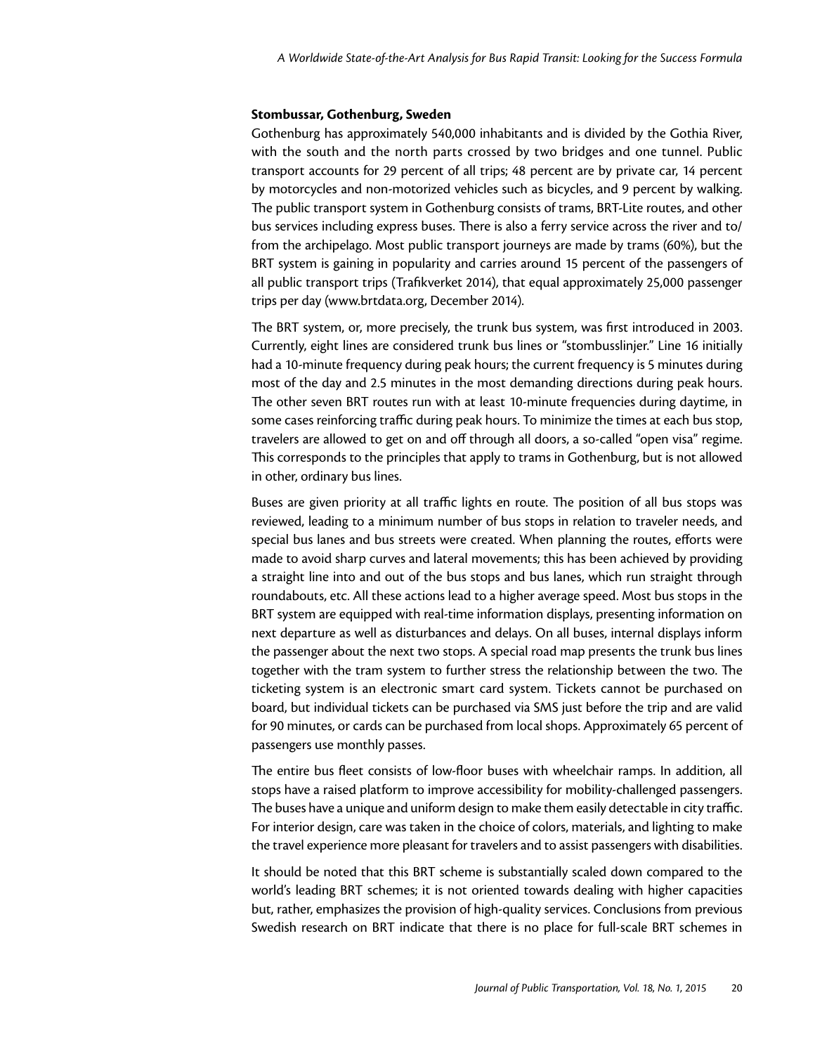**Stombussar, Gothenburg, Sweden**

Gothenburg has approximately 540,000 inhabitants and is divided by the Gothia River, with the south and the north parts crossed by two bridges and one tunnel. Public transport accounts for 29 percent of all trips; 48 percent are by private car, 14 percent by motorcycles and non-motorized vehicles such as bicycles, and 9 percent by walking. The public transport system in Gothenburg consists of trams, BRT-Lite routes, and other bus services including express buses. There is also a ferry service across the river and to/from the archipelago. Most public transport journeys are made by trams (60%), but the BRT system is gaining in popularity and carries around 15 percent of the passengers of all public transport trips (Trafikverket 2014), that equal approximately 25,000 passenger trips per day (www.brtdata.org, December 2014).

The BRT system, or, more precisely, the trunk bus system, was first introduced in 2003. Currently, eight lines are considered trunk bus lines or "stombusslinjer." Line 16 initially had a 10-minute frequency during peak hours; the current frequency is 5 minutes during most of the day and 2.5 minutes in the most demanding directions during peak hours. The other seven BRT routes run with at least 10-minute frequencies during daytime, in some cases reinforcing traffic during peak hours. To minimize the times at each bus stop, travelers are allowed to get on and off through all doors, a so-called "open visa" regime. This corresponds to the principles that apply to trams in Gothenburg, but is not allowed in other, ordinary bus lines.

Buses are given priority at all traffic lights en route. The position of all bus stops was reviewed, leading to a minimum number of bus stops in relation to traveler needs, and special bus lanes and bus streets were created. When planning the routes, efforts were made to avoid sharp curves and lateral movements; this has been achieved by providing a straight line into and out of the bus stops and bus lanes, which run straight through roundabouts, etc. All these actions lead to a higher average speed. Most bus stops in the BRT system are equipped with real-time information displays, presenting information on next departure as well as disturbances and delays. On all buses, internal displays inform the passenger about the next two stops. A special road map presents the trunk bus lines together with the tram system to further stress the relationship between the two. The ticketing system is an electronic smart card system. Tickets cannot be purchased on board, but individual tickets can be purchased via SMS just before the trip and are valid for 90 minutes, or cards can be purchased from local shops. Approximately 65 percent of passengers use monthly passes.

The entire bus fleet consists of low-floor buses with wheelchair ramps. In addition, all stops have a raised platform to improve accessibility for mobility-challenged passengers. The buses have a unique and uniform design to make them easily detectable in city traffic. For interior design, care was taken in the choice of colors, materials, and lighting to make the travel experience more pleasant for travelers and to assist passengers with disabilities.

It should be noted that this BRT scheme is substantially scaled down compared to the world's leading BRT schemes; it is not oriented towards dealing with higher capacities but, rather, emphasizes the provision of high-quality services. Conclusions from previous Swedish research on BRT indicate that there is no place for full-scale BRT schemes in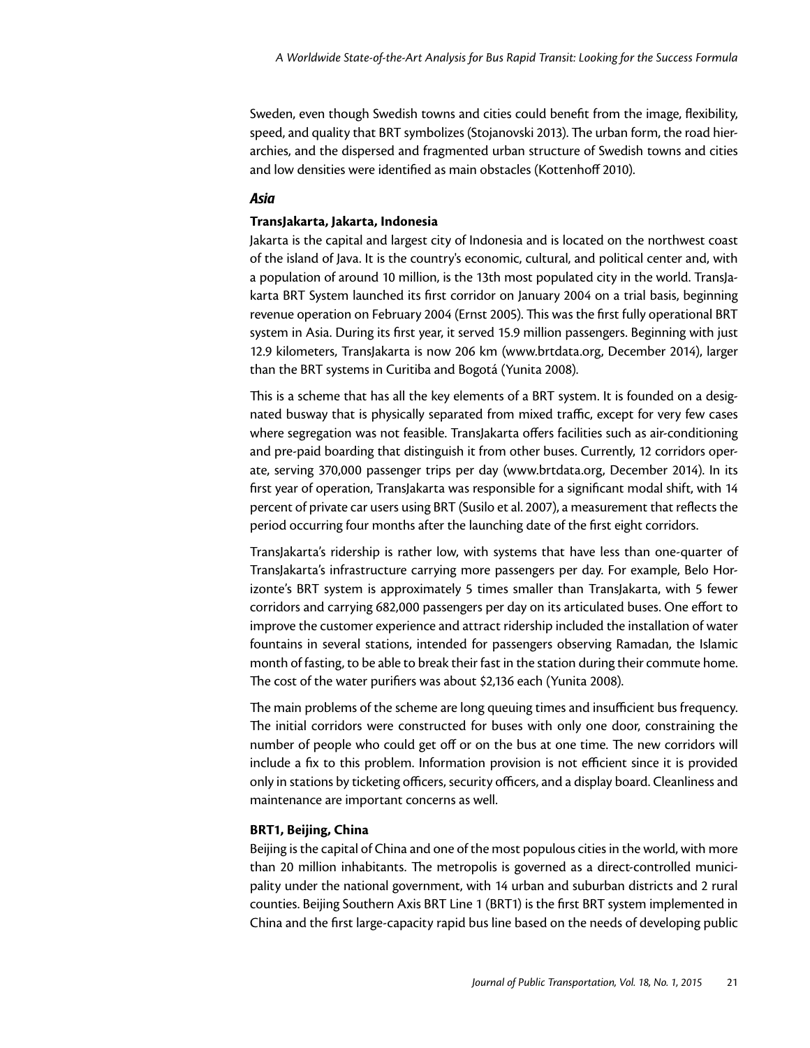Sweden, even though Swedish towns and cities could benefit from the image, flexibility, speed, and quality that BRT symbolizes (Stojanovski 2013). The urban form, the road hierarchies, and the dispersed and fragmented urban structure of Swedish towns and cities and low densities were identified as main obstacles (Kottenhoff 2010).

### *Asia*

#### TransJakarta, Jakarta, Indonesia

Jakarta is the capital and largest city of Indonesia and is located on the northwest coast of the island of Java. It is the country's economic, cultural, and political center and, with a population of around 10 million, is the 13th most populated city in the world. TransJakarta BRT System launched its first corridor on January 2004 on a trial basis, beginning revenue operation on February 2004 (Ernst 2005). This was the first fully operational BRT system in Asia. During its first year, it served 15.9 million passengers. Beginning with just 12.9 kilometers, TransJakarta is now 206 km (www.brtdata.org, December 2014), larger than the BRT systems in Curitiba and Bogotá (Yunita 2008).

This is a scheme that has all the key elements of a BRT system. It is founded on a designated busway that is physically separated from mixed traffic, except for very few cases where segregation was not feasible. TransJakarta offers facilities such as air-conditioning and pre-paid boarding that distinguish it from other buses. Currently, 12 corridors operate, serving 370,000 passenger trips per day (www.brtdata.org, December 2014). In its first year of operation, TransJakarta was responsible for a significant modal shift, with 14 percent of private car users using BRT (Susilo et al. 2007), a measurement that reflects the period occurring four months after the launching date of the first eight corridors.

TransJakarta's ridership is rather low, with systems that have less than one-quarter of TransJakarta's infrastructure carrying more passengers per day. For example, Belo Horizonte's BRT system is approximately 5 times smaller than TransJakarta, with 5 fewer corridors and carrying 682,000 passengers per day on its articulated buses. One effort to improve the customer experience and attract ridership included the installation of water fountains in several stations, intended for passengers observing Ramadan, the Islamic month of fasting, to be able to break their fast in the station during their commute home. The cost of the water purifiers was about $2,136 each (Yunita 2008).

The main problems of the scheme are long queuing times and insufficient bus frequency. The initial corridors were constructed for buses with only one door, constraining the number of people who could get off or on the bus at one time. The new corridors will include a fix to this problem. Information provision is not efficient since it is provided only in stations by ticketing officers, security officers, and a display board. Cleanliness and maintenance are important concerns as well.

#### BRT1, Beijing, China

Beijing is the capital of China and one of the most populous cities in the world, with more than 20 million inhabitants. The metropolis is governed as a direct-controlled municipality under the national government, with 14 urban and suburban districts and 2 rural counties. Beijing Southern Axis BRT Line 1 (BRT1) is the first BRT system implemented in China and the first large-capacity rapid bus line based on the needs of developing public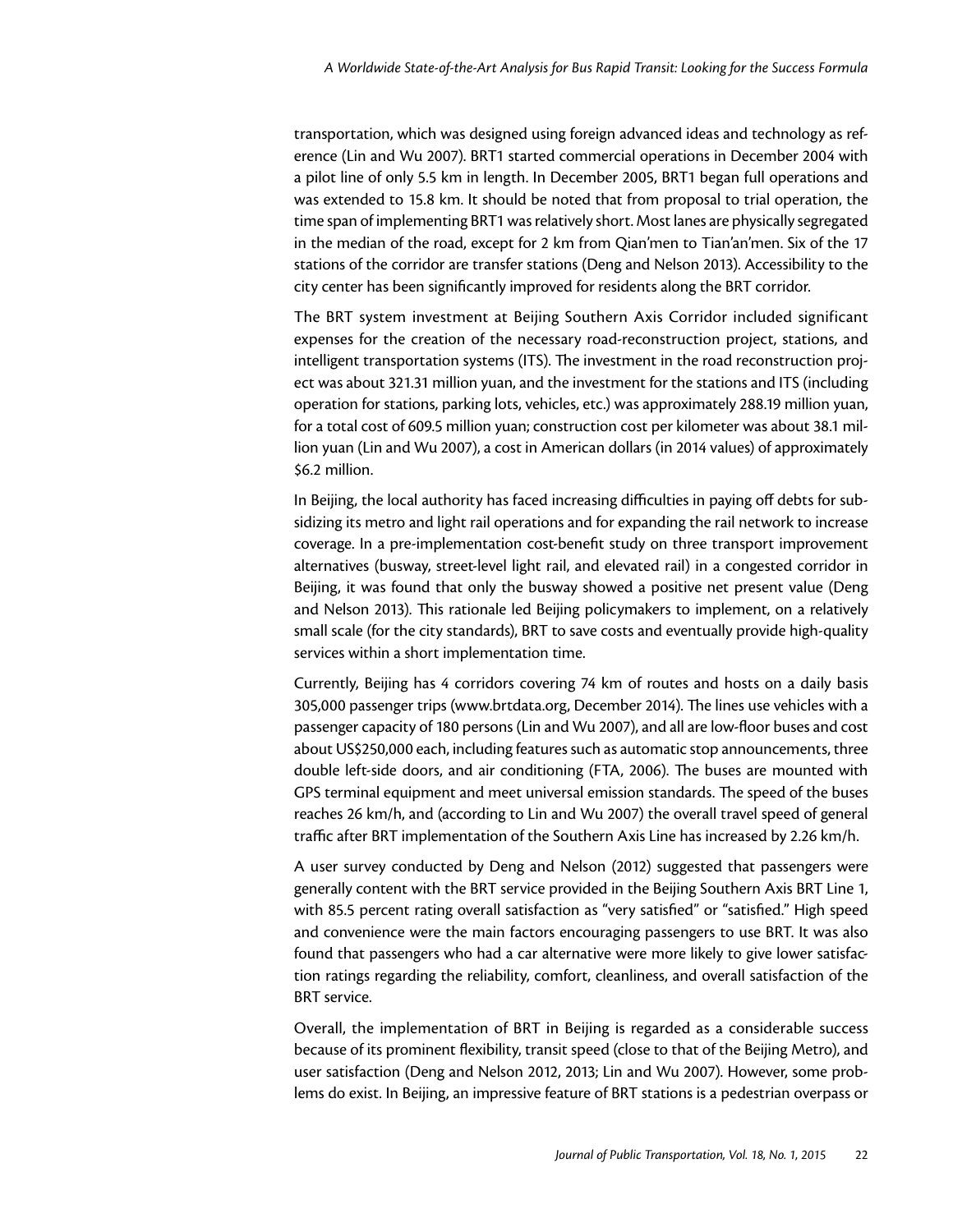transportation, which was designed using foreign advanced ideas and technology as reference (Lin and Wu 2007). BRT1 started commercial operations in December 2004 with a pilot line of only 5.5 km in length. In December 2005, BRT1 began full operations and was extended to 15.8 km. It should be noted that from proposal to trial operation, the time span of implementing BRT1 was relatively short. Most lanes are physically segregated in the median of the road, except for 2 km from Qian'men to Tian'an'men. Six of the 17 stations of the corridor are transfer stations (Deng and Nelson 2013). Accessibility to the city center has been significantly improved for residents along the BRT corridor.

The BRT system investment at Beijing Southern Axis Corridor included significant expenses for the creation of the necessary road-reconstruction project, stations, and intelligent transportation systems (ITS). The investment in the road reconstruction project was about 321.31 million yuan, and the investment for the stations and ITS (including operation for stations, parking lots, vehicles, etc.) was approximately 288.19 million yuan, for a total cost of 609.5 million yuan; construction cost per kilometer was about 38.1 million yuan (Lin and Wu 2007), a cost in American dollars (in 2014 values) of approximately $6.2 million.

In Beijing, the local authority has faced increasing difficulties in paying off debts for subsidizing its metro and light rail operations and for expanding the rail network to increase coverage. In a pre-implementation cost-benefit study on three transport improvement alternatives (busway, street-level light rail, and elevated rail) in a congested corridor in Beijing, it was found that only the busway showed a positive net present value (Deng and Nelson 2013). This rationale led Beijing policymakers to implement, on a relatively small scale (for the city standards), BRT to save costs and eventually provide high-quality services within a short implementation time.

Currently, Beijing has 4 corridors covering 74 km of routes and hosts on a daily basis 305,000 passenger trips (www.brtdata.org, December 2014). The lines use vehicles with a passenger capacity of 180 persons (Lin and Wu 2007), and all are low-floor buses and cost about US$250,000 each, including features such as automatic stop announcements, three double left-side doors, and air conditioning (FTA, 2006). The buses are mounted with GPS terminal equipment and meet universal emission standards. The speed of the buses reaches 26 km/h, and (according to Lin and Wu 2007) the overall travel speed of general traffic after BRT implementation of the Southern Axis Line has increased by 2.26 km/h.

A user survey conducted by Deng and Nelson (2012) suggested that passengers were generally content with the BRT service provided in the Beijing Southern Axis BRT Line 1, with 85.5 percent rating overall satisfaction as "very satisfied" or "satisfied." High speed and convenience were the main factors encouraging passengers to use BRT. It was also found that passengers who had a car alternative were more likely to give lower satisfaction ratings regarding the reliability, comfort, cleanliness, and overall satisfaction of the BRT service.

Overall, the implementation of BRT in Beijing is regarded as a considerable success because of its prominent flexibility, transit speed (close to that of the Beijing Metro), and user satisfaction (Deng and Nelson 2012, 2013; Lin and Wu 2007). However, some problems do exist. In Beijing, an impressive feature of BRT stations is a pedestrian overpass or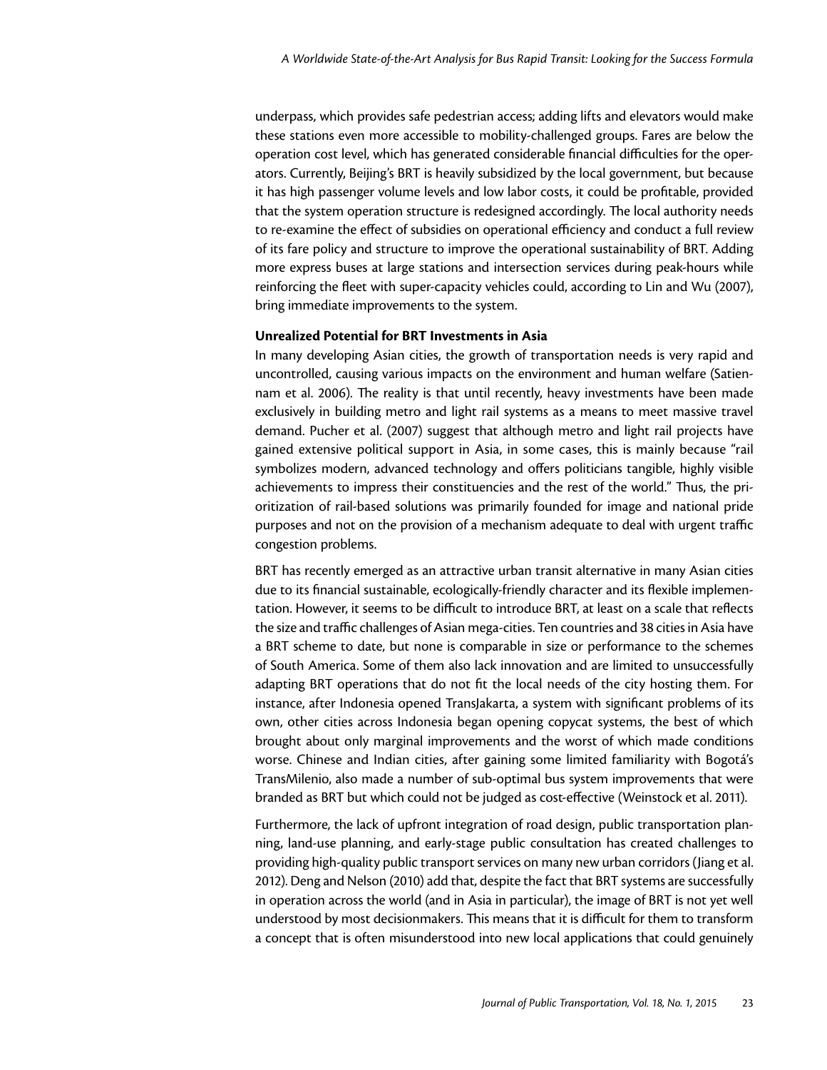underpass, which provides safe pedestrian access; adding lifts and elevators would make these stations even more accessible to mobility-challenged groups. Fares are below the operation cost level, which has generated considerable financial difficulties for the operators. Currently, Beijing's BRT is heavily subsidized by the local government, but because it has high passenger volume levels and low labor costs, it could be profitable, provided that the system operation structure is redesigned accordingly. The local authority needs to re-examine the effect of subsidies on operational efficiency and conduct a full review of its fare policy and structure to improve the operational sustainability of BRT. Adding more express buses at large stations and intersection services during peak-hours while reinforcing the fleet with super-capacity vehicles could, according to Lin and Wu (2007), bring immediate improvements to the system.

**Unrealized Potential for BRT Investments in Asia**

In many developing Asian cities, the growth of transportation needs is very rapid and uncontrolled, causing various impacts on the environment and human welfare (Satiennam et al. 2006). The reality is that until recently, heavy investments have been made exclusively in building metro and light rail systems as a means to meet massive travel demand. Pucher et al. (2007) suggest that although metro and light rail projects have gained extensive political support in Asia, in some cases, this is mainly because "rail symbolizes modern, advanced technology and offers politicians tangible, highly visible achievements to impress their constituencies and the rest of the world." Thus, the prioritization of rail-based solutions was primarily founded for image and national pride purposes and not on the provision of a mechanism adequate to deal with urgent traffic congestion problems.

BRT has recently emerged as an attractive urban transit alternative in many Asian cities due to its financial sustainable, ecologically-friendly character and its flexible implementation. However, it seems to be difficult to introduce BRT, at least on a scale that reflects the size and traffic challenges of Asian mega-cities. Ten countries and 38 cities in Asia have a BRT scheme to date, but none is comparable in size or performance to the schemes of South America. Some of them also lack innovation and are limited to unsuccessfully adapting BRT operations that do not fit the local needs of the city hosting them. For instance, after Indonesia opened TransJakarta, a system with significant problems of its own, other cities across Indonesia began opening copycat systems, the best of which brought about only marginal improvements and the worst of which made conditions worse. Chinese and Indian cities, after gaining some limited familiarity with Bogotá's TransMilenio, also made a number of sub-optimal bus system improvements that were branded as BRT but which could not be judged as cost-effective (Weinstock et al. 2011).

Furthermore, the lack of upfront integration of road design, public transportation planning, land-use planning, and early-stage public consultation has created challenges to providing high-quality public transport services on many new urban corridors (Jiang et al. 2012). Deng and Nelson (2010) add that, despite the fact that BRT systems are successfully in operation across the world (and in Asia in particular), the image of BRT is not yet well understood by most decisionmakers. This means that it is difficult for them to transform a concept that is often misunderstood into new local applications that could genuinely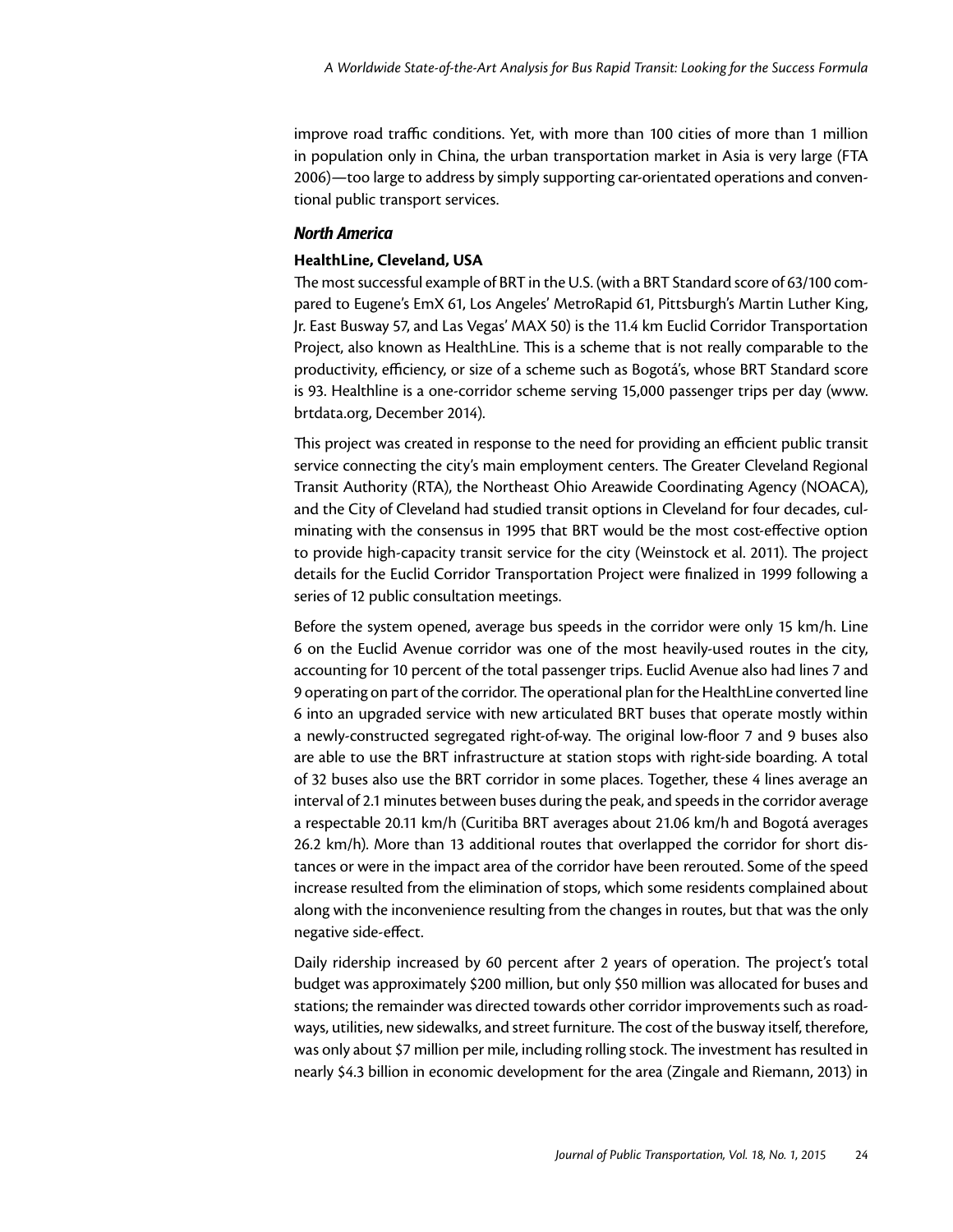improve road traffic conditions. Yet, with more than 100 cities of more than 1 million in population only in China, the urban transportation market in Asia is very large (FTA 2006)—too large to address by simply supporting car-orientated operations and conventional public transport services.

### *North America*

#### HealthLine, Cleveland, USA

The most successful example of BRT in the U.S. (with a BRT Standard score of 63/100 compared to Eugene's EmX 61, Los Angeles' MetroRapid 61, Pittsburgh's Martin Luther King, Jr. East Busway 57, and Las Vegas' MAX 50) is the 11.4 km Euclid Corridor Transportation Project, also known as HealthLine. This is a scheme that is not really comparable to the productivity, efficiency, or size of a scheme such as Bogotá's, whose BRT Standard score is 93. Healthline is a one-corridor scheme serving 15,000 passenger trips per day (www.brtdata.org, December 2014).

This project was created in response to the need for providing an efficient public transit service connecting the city's main employment centers. The Greater Cleveland Regional Transit Authority (RTA), the Northeast Ohio Areawide Coordinating Agency (NOACA), and the City of Cleveland had studied transit options in Cleveland for four decades, culminating with the consensus in 1995 that BRT would be the most cost-effective option to provide high-capacity transit service for the city (Weinstock et al. 2011). The project details for the Euclid Corridor Transportation Project were finalized in 1999 following a series of 12 public consultation meetings.

Before the system opened, average bus speeds in the corridor were only 15 km/h. Line 6 on the Euclid Avenue corridor was one of the most heavily-used routes in the city, accounting for 10 percent of the total passenger trips. Euclid Avenue also had lines 7 and 9 operating on part of the corridor. The operational plan for the HealthLine converted line 6 into an upgraded service with new articulated BRT buses that operate mostly within a newly-constructed segregated right-of-way. The original low-floor 7 and 9 buses also are able to use the BRT infrastructure at station stops with right-side boarding. A total of 32 buses also use the BRT corridor in some places. Together, these 4 lines average an interval of 2.1 minutes between buses during the peak, and speeds in the corridor average a respectable 20.11 km/h (Curitiba BRT averages about 21.06 km/h and Bogotá averages 26.2 km/h). More than 13 additional routes that overlapped the corridor for short distances or were in the impact area of the corridor have been rerouted. Some of the speed increase resulted from the elimination of stops, which some residents complained about along with the inconvenience resulting from the changes in routes, but that was the only negative side-effect.

Daily ridership increased by 60 percent after 2 years of operation. The project's total budget was approximately $200 million, but only $50 million was allocated for buses and stations; the remainder was directed towards other corridor improvements such as roadways, utilities, new sidewalks, and street furniture. The cost of the busway itself, therefore, was only about $7 million per mile, including rolling stock. The investment has resulted in nearly $4.3 billion in economic development for the area (Zingale and Riemann, 2013) in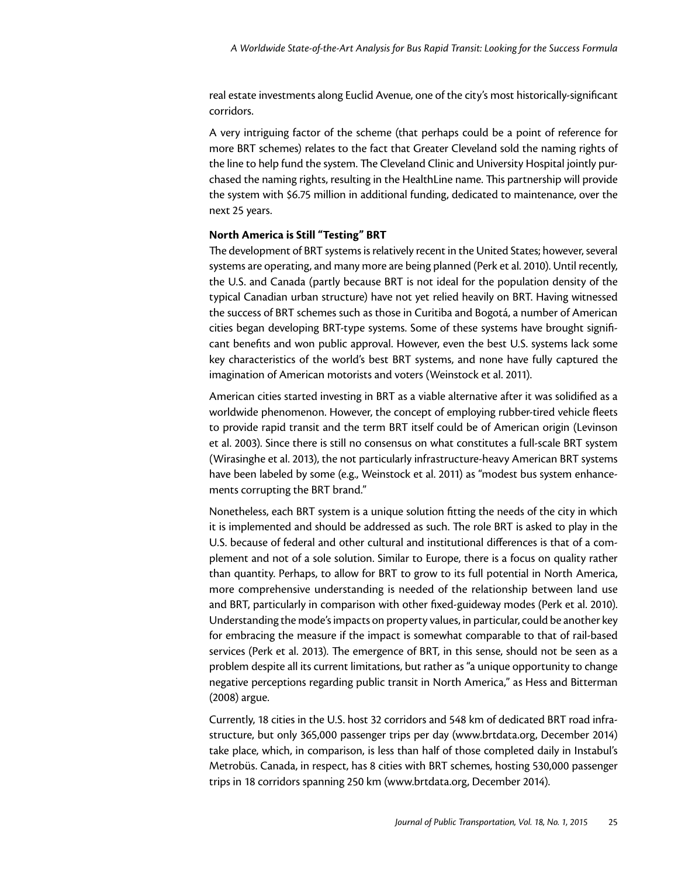real estate investments along Euclid Avenue, one of the city's most historically-significant corridors.

A very intriguing factor of the scheme (that perhaps could be a point of reference for more BRT schemes) relates to the fact that Greater Cleveland sold the naming rights of the line to help fund the system. The Cleveland Clinic and University Hospital jointly purchased the naming rights, resulting in the HealthLine name. This partnership will provide the system with $6.75 million in additional funding, dedicated to maintenance, over the next 25 years.

**North America is Still "Testing" BRT**

The development of BRT systems is relatively recent in the United States; however, several systems are operating, and many more are being planned (Perk et al. 2010). Until recently, the U.S. and Canada (partly because BRT is not ideal for the population density of the typical Canadian urban structure) have not yet relied heavily on BRT. Having witnessed the success of BRT schemes such as those in Curitiba and Bogotá, a number of American cities began developing BRT-type systems. Some of these systems have brought significant benefits and won public approval. However, even the best U.S. systems lack some key characteristics of the world's best BRT systems, and none have fully captured the imagination of American motorists and voters (Weinstock et al. 2011).

American cities started investing in BRT as a viable alternative after it was solidified as a worldwide phenomenon. However, the concept of employing rubber-tired vehicle fleets to provide rapid transit and the term BRT itself could be of American origin (Levinson et al. 2003). Since there is still no consensus on what constitutes a full-scale BRT system (Wirasinghe et al. 2013), the not particularly infrastructure-heavy American BRT systems have been labeled by some (e.g., Weinstock et al. 2011) as "modest bus system enhancements corrupting the BRT brand."

Nonetheless, each BRT system is a unique solution fitting the needs of the city in which it is implemented and should be addressed as such. The role BRT is asked to play in the U.S. because of federal and other cultural and institutional differences is that of a complement and not of a sole solution. Similar to Europe, there is a focus on quality rather than quantity. Perhaps, to allow for BRT to grow to its full potential in North America, more comprehensive understanding is needed of the relationship between land use and BRT, particularly in comparison with other fixed-guideway modes (Perk et al. 2010). Understanding the mode's impacts on property values, in particular, could be another key for embracing the measure if the impact is somewhat comparable to that of rail-based services (Perk et al. 2013). The emergence of BRT, in this sense, should not be seen as a problem despite all its current limitations, but rather as "a unique opportunity to change negative perceptions regarding public transit in North America," as Hess and Bitterman (2008) argue.

Currently, 18 cities in the U.S. host 32 corridors and 548 km of dedicated BRT road infrastructure, but only 365,000 passenger trips per day (www.brtdata.org, December 2014) take place, which, in comparison, is less than half of those completed daily in Instabul's Metrobüs. Canada, in respect, has 8 cities with BRT schemes, hosting 530,000 passenger trips in 18 corridors spanning 250 km (www.brtdata.org, December 2014).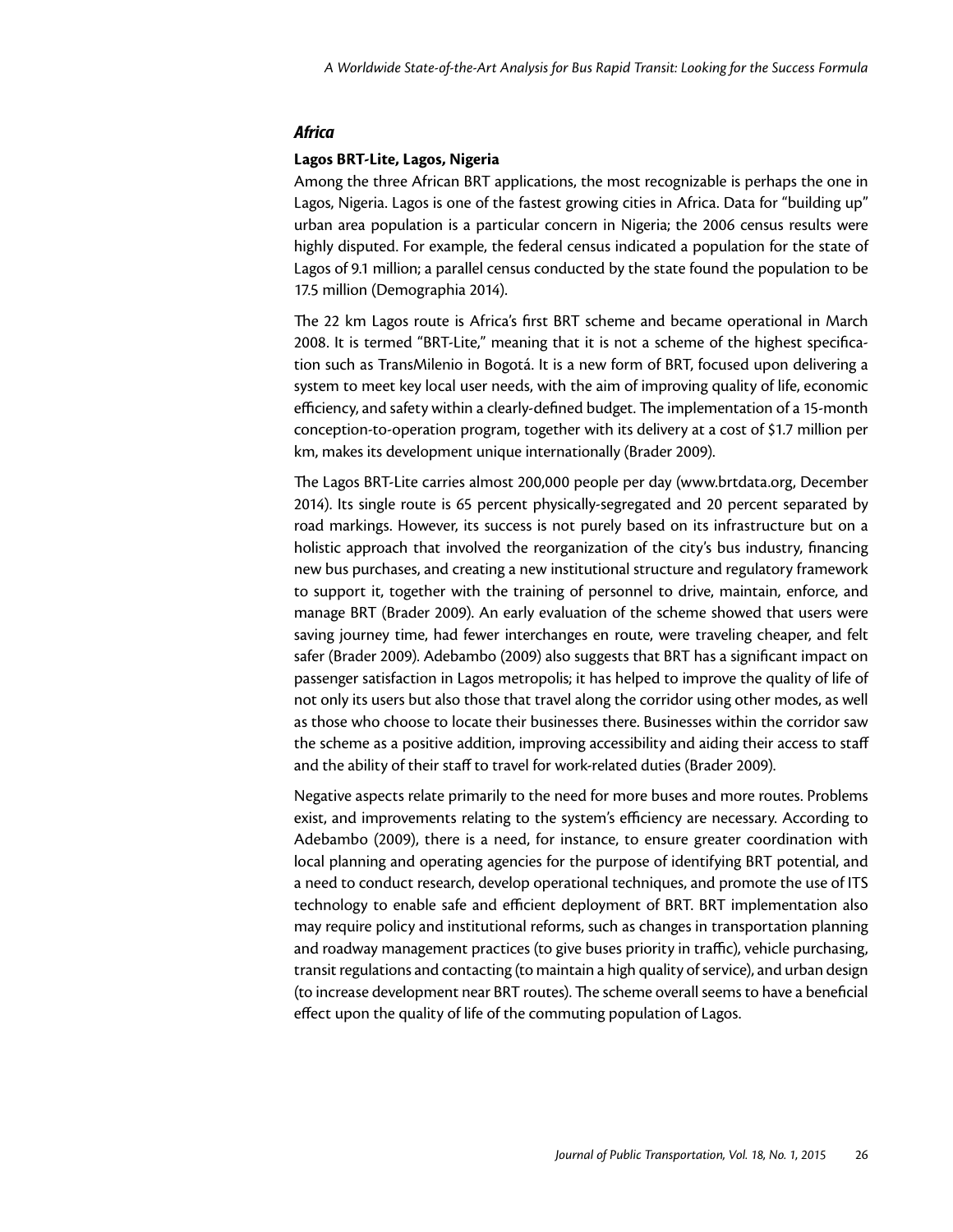### *Africa*

#### Lagos BRT-Lite, Lagos, Nigeria

Among the three African BRT applications, the most recognizable is perhaps the one in Lagos, Nigeria. Lagos is one of the fastest growing cities in Africa. Data for "building up" urban area population is a particular concern in Nigeria; the 2006 census results were highly disputed. For example, the federal census indicated a population for the state of Lagos of 9.1 million; a parallel census conducted by the state found the population to be 17.5 million (Demographia 2014).

The 22 km Lagos route is Africa's first BRT scheme and became operational in March 2008. It is termed "BRT-Lite," meaning that it is not a scheme of the highest specification such as TransMilenio in Bogotá. It is a new form of BRT, focused upon delivering a system to meet key local user needs, with the aim of improving quality of life, economic efficiency, and safety within a clearly-defined budget. The implementation of a 15-month conception-to-operation program, together with its delivery at a cost of $1.7 million per km, makes its development unique internationally (Brader 2009).

The Lagos BRT-Lite carries almost 200,000 people per day (www.brtdata.org, December 2014). Its single route is 65 percent physically-segregated and 20 percent separated by road markings. However, its success is not purely based on its infrastructure but on a holistic approach that involved the reorganization of the city's bus industry, financing new bus purchases, and creating a new institutional structure and regulatory framework to support it, together with the training of personnel to drive, maintain, enforce, and manage BRT (Brader 2009). An early evaluation of the scheme showed that users were saving journey time, had fewer interchanges en route, were traveling cheaper, and felt safer (Brader 2009). Adebambo (2009) also suggests that BRT has a significant impact on passenger satisfaction in Lagos metropolis; it has helped to improve the quality of life of not only its users but also those that travel along the corridor using other modes, as well as those who choose to locate their businesses there. Businesses within the corridor saw the scheme as a positive addition, improving accessibility and aiding their access to staff and the ability of their staff to travel for work-related duties (Brader 2009).

Negative aspects relate primarily to the need for more buses and more routes. Problems exist, and improvements relating to the system's efficiency are necessary. According to Adebambo (2009), there is a need, for instance, to ensure greater coordination with local planning and operating agencies for the purpose of identifying BRT potential, and a need to conduct research, develop operational techniques, and promote the use of ITS technology to enable safe and efficient deployment of BRT. BRT implementation also may require policy and institutional reforms, such as changes in transportation planning and roadway management practices (to give buses priority in traffic), vehicle purchasing, transit regulations and contacting (to maintain a high quality of service), and urban design (to increase development near BRT routes). The scheme overall seems to have a beneficial effect upon the quality of life of the commuting population of Lagos.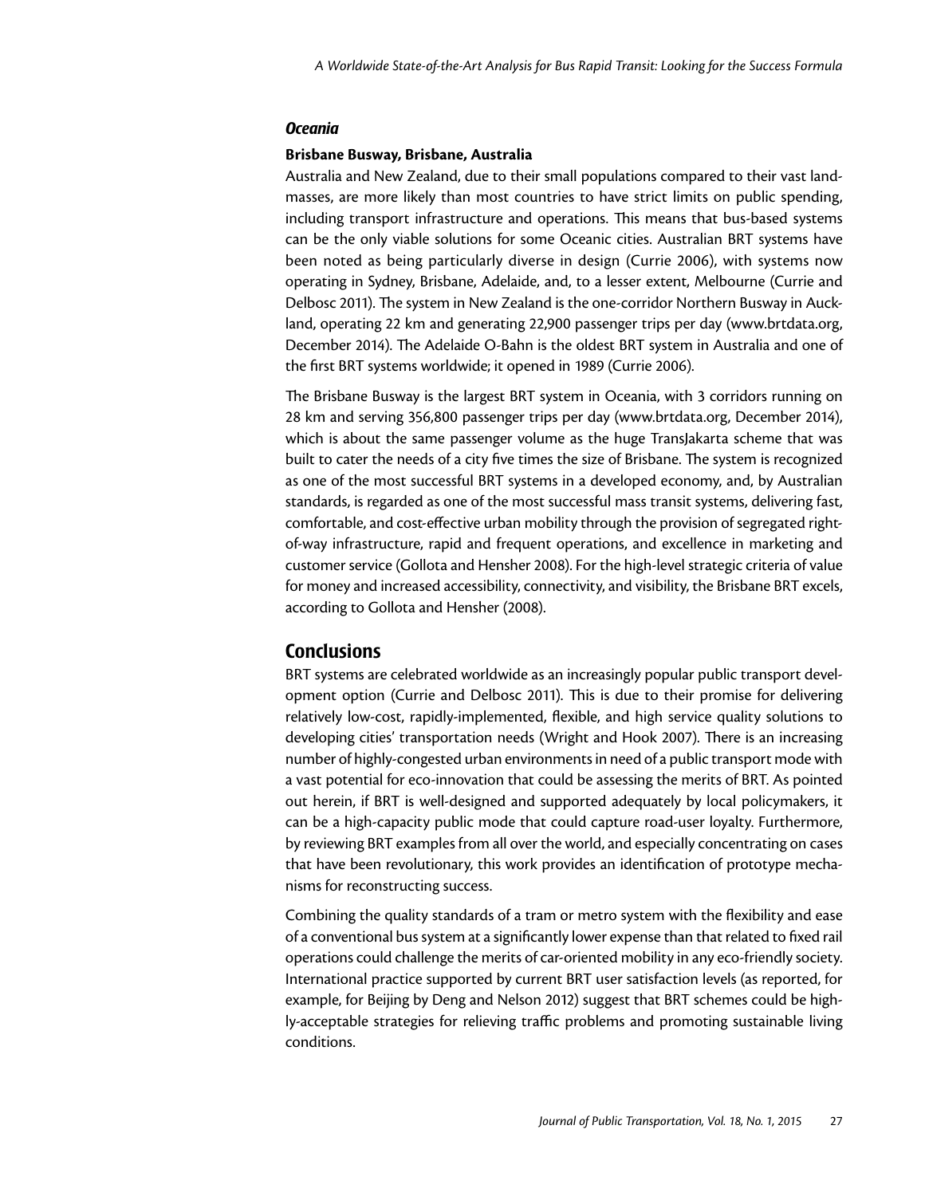### *Oceania*

**Brisbane Busway, Brisbane, Australia**

Australia and New Zealand, due to their small populations compared to their vast landmasses, are more likely than most countries to have strict limits on public spending, including transport infrastructure and operations. This means that bus-based systems can be the only viable solutions for some Oceanic cities. Australian BRT systems have been noted as being particularly diverse in design (Currie 2006), with systems now operating in Sydney, Brisbane, Adelaide, and, to a lesser extent, Melbourne (Currie and Delbosc 2011). The system in New Zealand is the one-corridor Northern Busway in Auckland, operating 22 km and generating 22,900 passenger trips per day (www.brtdata.org, December 2014). The Adelaide O-Bahn is the oldest BRT system in Australia and one of the first BRT systems worldwide; it opened in 1989 (Currie 2006).

The Brisbane Busway is the largest BRT system in Oceania, with 3 corridors running on 28 km and serving 356,800 passenger trips per day (www.brtdata.org, December 2014), which is about the same passenger volume as the huge TransJakarta scheme that was built to cater the needs of a city five times the size of Brisbane. The system is recognized as one of the most successful BRT systems in a developed economy, and, by Australian standards, is regarded as one of the most successful mass transit systems, delivering fast, comfortable, and cost-effective urban mobility through the provision of segregated right-of-way infrastructure, rapid and frequent operations, and excellence in marketing and customer service (Gollota and Hensher 2008). For the high-level strategic criteria of value for money and increased accessibility, connectivity, and visibility, the Brisbane BRT excels, according to Gollota and Hensher (2008).

## Conclusions

BRT systems are celebrated worldwide as an increasingly popular public transport development option (Currie and Delbosc 2011). This is due to their promise for delivering relatively low-cost, rapidly-implemented, flexible, and high service quality solutions to developing cities' transportation needs (Wright and Hook 2007). There is an increasing number of highly-congested urban environments in need of a public transport mode with a vast potential for eco-innovation that could be assessing the merits of BRT. As pointed out herein, if BRT is well-designed and supported adequately by local policymakers, it can be a high-capacity public mode that could capture road-user loyalty. Furthermore, by reviewing BRT examples from all over the world, and especially concentrating on cases that have been revolutionary, this work provides an identification of prototype mechanisms for reconstructing success.

Combining the quality standards of a tram or metro system with the flexibility and ease of a conventional bus system at a significantly lower expense than that related to fixed rail operations could challenge the merits of car-oriented mobility in any eco-friendly society. International practice supported by current BRT user satisfaction levels (as reported, for example, for Beijing by Deng and Nelson 2012) suggest that BRT schemes could be highly-acceptable strategies for relieving traffic problems and promoting sustainable living conditions.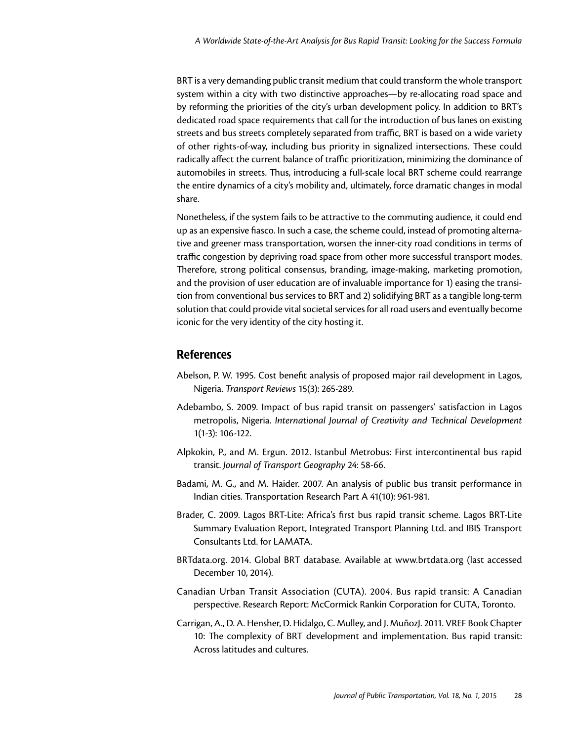BRT is a very demanding public transit medium that could transform the whole transport system within a city with two distinctive approaches—by re-allocating road space and by reforming the priorities of the city's urban development policy. In addition to BRT's dedicated road space requirements that call for the introduction of bus lanes on existing streets and bus streets completely separated from traffic, BRT is based on a wide variety of other rights-of-way, including bus priority in signalized intersections. These could radically affect the current balance of traffic prioritization, minimizing the dominance of automobiles in streets. Thus, introducing a full-scale local BRT scheme could rearrange the entire dynamics of a city's mobility and, ultimately, force dramatic changes in modal share.

Nonetheless, if the system fails to be attractive to the commuting audience, it could end up as an expensive fiasco. In such a case, the scheme could, instead of promoting alternative and greener mass transportation, worsen the inner-city road conditions in terms of traffic congestion by depriving road space from other more successful transport modes. Therefore, strong political consensus, branding, image-making, marketing promotion, and the provision of user education are of invaluable importance for 1) easing the transition from conventional bus services to BRT and 2) solidifying BRT as a tangible long-term solution that could provide vital societal services for all road users and eventually become iconic for the very identity of the city hosting it.

## References

Abelson, P. W. 1995. Cost benefit analysis of proposed major rail development in Lagos, Nigeria. *Transport Reviews* 15(3): 265-289.

Adebambo, S. 2009. Impact of bus rapid transit on passengers' satisfaction in Lagos metropolis, Nigeria. *International Journal of Creativity and Technical Development* 1(1-3): 106-122.

Alpkokin, P., and M. Ergun. 2012. Istanbul Metrobus: First intercontinental bus rapid transit. *Journal of Transport Geography* 24: 58-66.

Badami, M. G., and M. Haider. 2007. An analysis of public bus transit performance in Indian cities. Transportation Research Part A 41(10): 961-981.

Brader, C. 2009. Lagos BRT-Lite: Africa's first bus rapid transit scheme. Lagos BRT-Lite Summary Evaluation Report, Integrated Transport Planning Ltd. and IBIS Transport Consultants Ltd. for LAMATA.

BRTdata.org. 2014. Global BRT database. Available at www.brtdata.org (last accessed December 10, 2014).

Canadian Urban Transit Association (CUTA). 2004. Bus rapid transit: A Canadian perspective. Research Report: McCormick Rankin Corporation for CUTA, Toronto.

Carrigan, A., D. A. Hensher, D. Hidalgo, C. Mulley, and J. MuñozJ. 2011. VREF Book Chapter 10: The complexity of BRT development and implementation. Bus rapid transit: Across latitudes and cultures.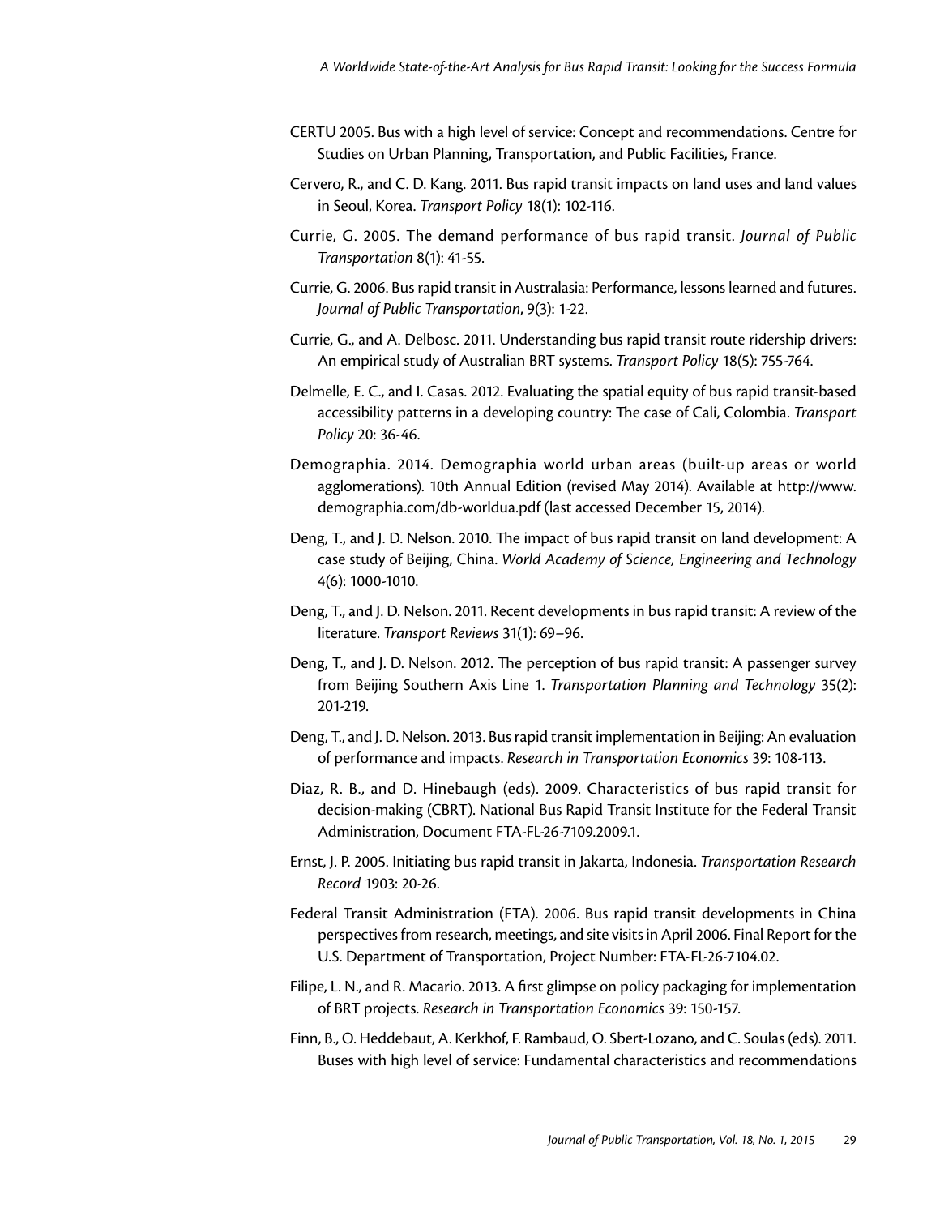CERTU 2005. Bus with a high level of service: Concept and recommendations. Centre for Studies on Urban Planning, Transportation, and Public Facilities, France.

Cervero, R., and C. D. Kang. 2011. Bus rapid transit impacts on land uses and land values in Seoul, Korea. *Transport Policy* 18(1): 102-116.

Currie, G. 2005. The demand performance of bus rapid transit. *Journal of Public Transportation* 8(1): 41-55.

Currie, G. 2006. Bus rapid transit in Australasia: Performance, lessons learned and futures. *Journal of Public Transportation*, 9(3): 1-22.

Currie, G., and A. Delbosc. 2011. Understanding bus rapid transit route ridership drivers: An empirical study of Australian BRT systems. *Transport Policy* 18(5): 755-764.

Delmelle, E. C., and I. Casas. 2012. Evaluating the spatial equity of bus rapid transit-based accessibility patterns in a developing country: The case of Cali, Colombia. *Transport Policy* 20: 36-46.

Demographia. 2014. Demographia world urban areas (built-up areas or world agglomerations). 10th Annual Edition (revised May 2014). Available at http://www.demographia.com/db-worldua.pdf (last accessed December 15, 2014).

Deng, T., and J. D. Nelson. 2010. The impact of bus rapid transit on land development: A case study of Beijing, China. *World Academy of Science, Engineering and Technology* 4(6): 1000-1010.

Deng, T., and J. D. Nelson. 2011. Recent developments in bus rapid transit: A review of the literature. *Transport Reviews* 31(1): 69–96.

Deng, T., and J. D. Nelson. 2012. The perception of bus rapid transit: A passenger survey from Beijing Southern Axis Line 1. *Transportation Planning and Technology* 35(2): 201-219.

Deng, T., and J. D. Nelson. 2013. Bus rapid transit implementation in Beijing: An evaluation of performance and impacts. *Research in Transportation Economics* 39: 108-113.

Diaz, R. B., and D. Hinebaugh (eds). 2009. Characteristics of bus rapid transit for decision-making (CBRT). National Bus Rapid Transit Institute for the Federal Transit Administration, Document FTA-FL-26-7109.2009.1.

Ernst, J. P. 2005. Initiating bus rapid transit in Jakarta, Indonesia. *Transportation Research Record* 1903: 20-26.

Federal Transit Administration (FTA). 2006. Bus rapid transit developments in China perspectives from research, meetings, and site visits in April 2006. Final Report for the U.S. Department of Transportation, Project Number: FTA-FL-26-7104.02.

Filipe, L. N., and R. Macario. 2013. A first glimpse on policy packaging for implementation of BRT projects. *Research in Transportation Economics* 39: 150-157.

Finn, B., O. Heddebaut, A. Kerkhof, F. Rambaud, O. Sbert-Lozano, and C. Soulas (eds). 2011. Buses with high level of service: Fundamental characteristics and recommendations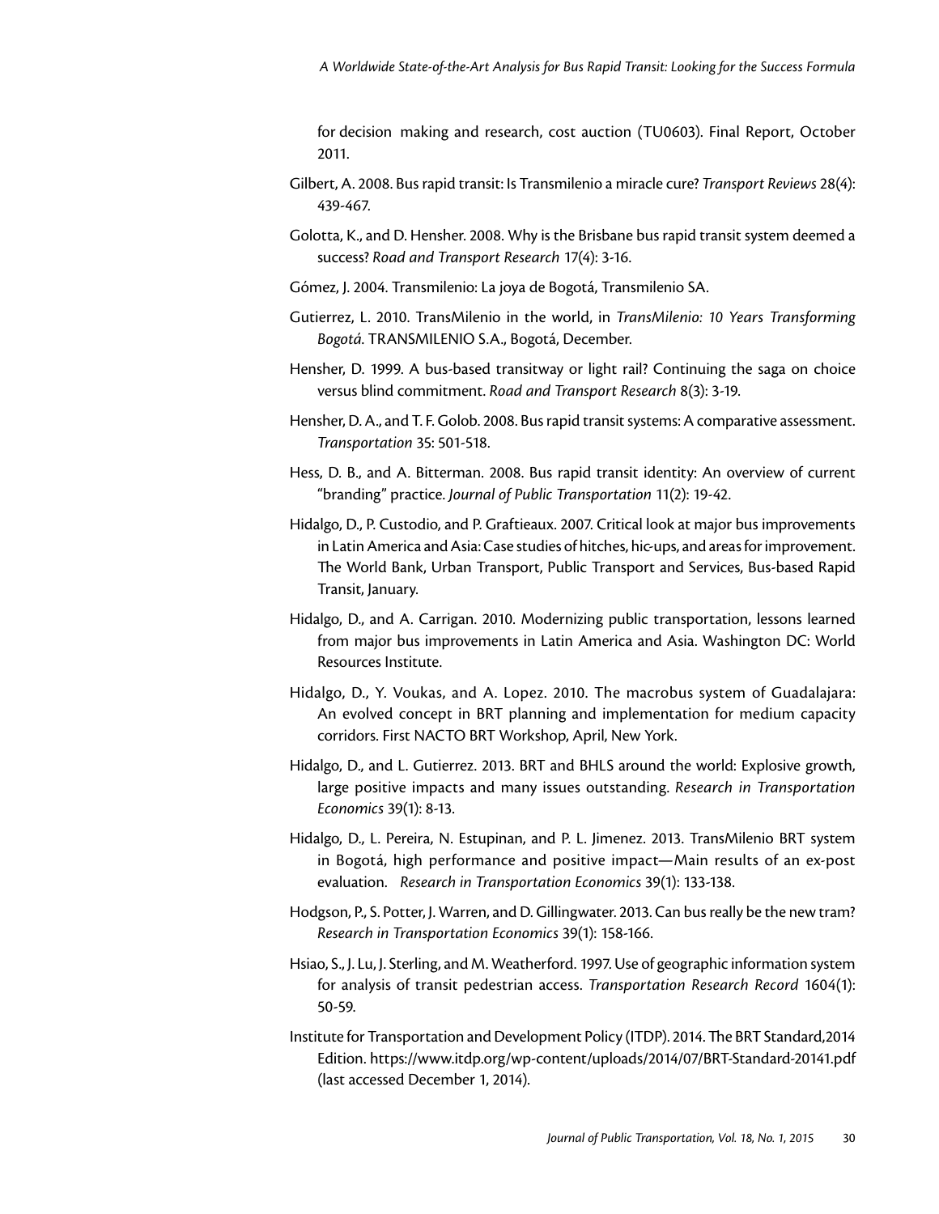for decision making and research, cost auction (TU0603). Final Report, October 2011.

Gilbert, A. 2008. Bus rapid transit: Is Transmilenio a miracle cure? *Transport Reviews* 28(4): 439-467.

Golotta, K., and D. Hensher. 2008. Why is the Brisbane bus rapid transit system deemed a success? *Road and Transport Research* 17(4): 3-16.

Gómez, J. 2004. Transmilenio: La joya de Bogotá, Transmilenio SA.

Gutierrez, L. 2010. TransMilenio in the world, in *TransMilenio: 10 Years Transforming Bogotá*. TRANSMILENIO S.A., Bogotá, December.

Hensher, D. 1999. A bus-based transitway or light rail? Continuing the saga on choice versus blind commitment. *Road and Transport Research* 8(3): 3-19.

Hensher, D. A., and T. F. Golob. 2008. Bus rapid transit systems: A comparative assessment. *Transportation* 35: 501-518.

Hess, D. B., and A. Bitterman. 2008. Bus rapid transit identity: An overview of current "branding" practice. *Journal of Public Transportation* 11(2): 19-42.

Hidalgo, D., P. Custodio, and P. Graftieaux. 2007. Critical look at major bus improvements in Latin America and Asia: Case studies of hitches, hic-ups, and areas for improvement. The World Bank, Urban Transport, Public Transport and Services, Bus-based Rapid Transit, January.

Hidalgo, D., and A. Carrigan. 2010. Modernizing public transportation, lessons learned from major bus improvements in Latin America and Asia. Washington DC: World Resources Institute.

Hidalgo, D., Y. Voukas, and A. Lopez. 2010. The macrobus system of Guadalajara: An evolved concept in BRT planning and implementation for medium capacity corridors. First NACTO BRT Workshop, April, New York.

Hidalgo, D., and L. Gutierrez. 2013. BRT and BHLS around the world: Explosive growth, large positive impacts and many issues outstanding. *Research in Transportation Economics* 39(1): 8-13.

Hidalgo, D., L. Pereira, N. Estupinan, and P. L. Jimenez. 2013. TransMilenio BRT system in Bogotá, high performance and positive impact—Main results of an ex-post evaluation. *Research in Transportation Economics* 39(1): 133-138.

Hodgson, P., S. Potter, J. Warren, and D. Gillingwater. 2013. Can bus really be the new tram? *Research in Transportation Economics* 39(1): 158-166.

Hsiao, S., J. Lu, J. Sterling, and M. Weatherford. 1997. Use of geographic information system for analysis of transit pedestrian access. *Transportation Research Record* 1604(1): 50-59.

Institute for Transportation and Development Policy (ITDP). 2014. The BRT Standard,2014 Edition. https://www.itdp.org/wp-content/uploads/2014/07/BRT-Standard-20141.pdf (last accessed December 1, 2014).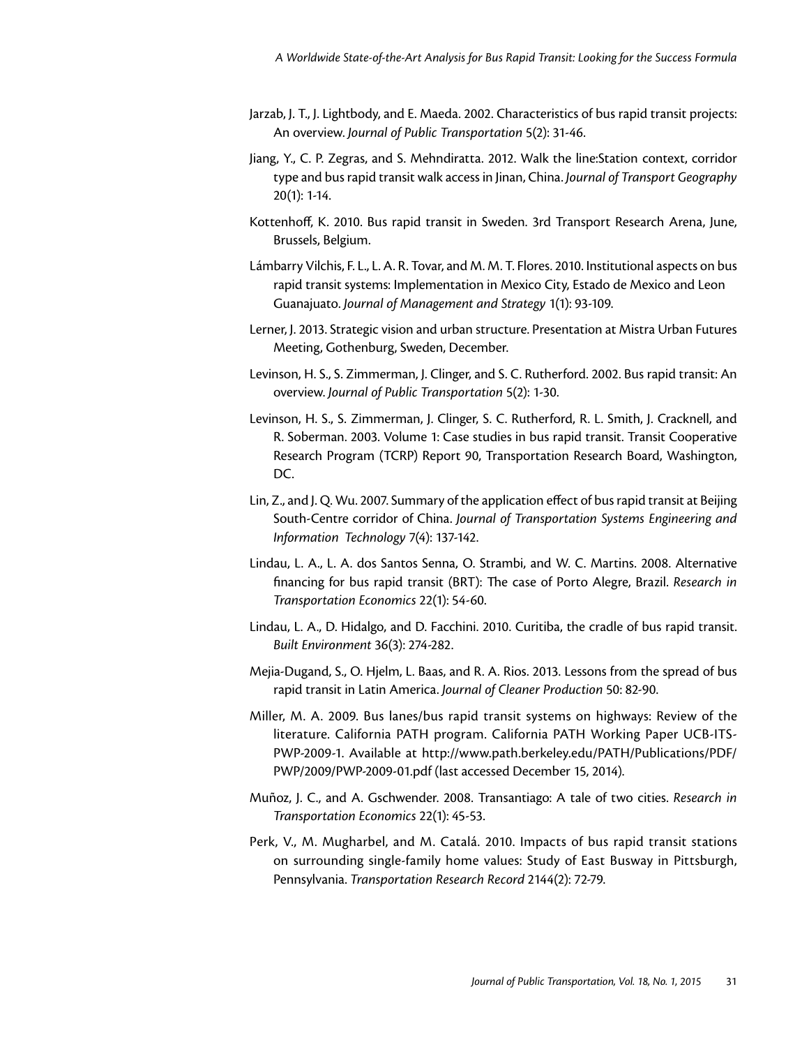Jarzab, J. T., J. Lightbody, and E. Maeda. 2002. Characteristics of bus rapid transit projects: An overview. *Journal of Public Transportation* 5(2): 31-46.

Jiang, Y., C. P. Zegras, and S. Mehndiratta. 2012. Walk the line:Station context, corridor type and bus rapid transit walk access in Jinan, China. *Journal of Transport Geography* 20(1): 1-14.

Kottenhoff, K. 2010. Bus rapid transit in Sweden. 3rd Transport Research Arena, June, Brussels, Belgium.

Lámbarry Vilchis, F. L., L. A. R. Tovar, and M. M. T. Flores. 2010. Institutional aspects on bus rapid transit systems: Implementation in Mexico City, Estado de Mexico and Leon Guanajuato. *Journal of Management and Strategy* 1(1): 93-109.

Lerner, J. 2013. Strategic vision and urban structure. Presentation at Mistra Urban Futures Meeting, Gothenburg, Sweden, December.

Levinson, H. S., S. Zimmerman, J. Clinger, and S. C. Rutherford. 2002. Bus rapid transit: An overview. *Journal of Public Transportation* 5(2): 1-30.

Levinson, H. S., S. Zimmerman, J. Clinger, S. C. Rutherford, R. L. Smith, J. Cracknell, and R. Soberman. 2003. Volume 1: Case studies in bus rapid transit. Transit Cooperative Research Program (TCRP) Report 90, Transportation Research Board, Washington, DC.

Lin, Z., and J. Q. Wu. 2007. Summary of the application effect of bus rapid transit at Beijing South-Centre corridor of China. *Journal of Transportation Systems Engineering and Information Technology* 7(4): 137-142.

Lindau, L. A., L. A. dos Santos Senna, O. Strambi, and W. C. Martins. 2008. Alternative financing for bus rapid transit (BRT): The case of Porto Alegre, Brazil. *Research in Transportation Economics* 22(1): 54-60.

Lindau, L. A., D. Hidalgo, and D. Facchini. 2010. Curitiba, the cradle of bus rapid transit. *Built Environment* 36(3): 274-282.

Mejia-Dugand, S., O. Hjelm, L. Baas, and R. A. Rios. 2013. Lessons from the spread of bus rapid transit in Latin America. *Journal of Cleaner Production* 50: 82-90.

Miller, M. A. 2009. Bus lanes/bus rapid transit systems on highways: Review of the literature. California PATH program. California PATH Working Paper UCB-ITS-PWP-2009-1. Available at http://www.path.berkeley.edu/PATH/Publications/PDF/PWP/2009/PWP-2009-01.pdf (last accessed December 15, 2014).

Muñoz, J. C., and A. Gschwender. 2008. Transantiago: A tale of two cities. *Research in Transportation Economics* 22(1): 45-53.

Perk, V., M. Mugharbel, and M. Catalá. 2010. Impacts of bus rapid transit stations on surrounding single-family home values: Study of East Busway in Pittsburgh, Pennsylvania. *Transportation Research Record* 2144(2): 72-79.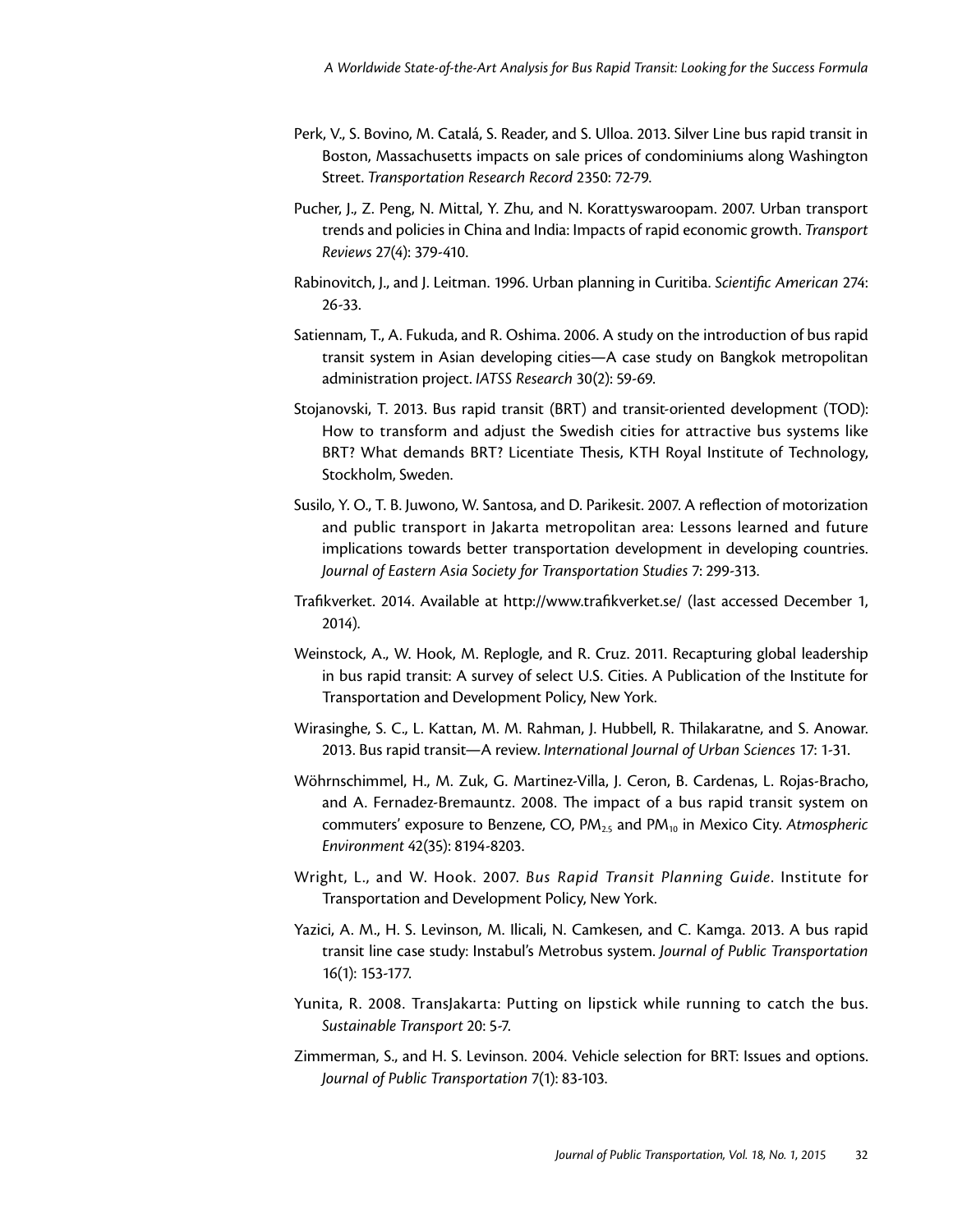Perk, V., S. Bovino, M. Catalá, S. Reader, and S. Ulloa. 2013. Silver Line bus rapid transit in Boston, Massachusetts impacts on sale prices of condominiums along Washington Street. *Transportation Research Record* 2350: 72-79.

Pucher, J., Z. Peng, N. Mittal, Y. Zhu, and N. Korattyswaroopam. 2007. Urban transport trends and policies in China and India: Impacts of rapid economic growth. *Transport Reviews* 27(4): 379-410.

Rabinovitch, J., and J. Leitman. 1996. Urban planning in Curitiba. *Scientific American* 274: 26-33.

Satiennam, T., A. Fukuda, and R. Oshima. 2006. A study on the introduction of bus rapid transit system in Asian developing cities—A case study on Bangkok metropolitan administration project. *IATSS Research* 30(2): 59-69.

Stojanovski, T. 2013. Bus rapid transit (BRT) and transit-oriented development (TOD): How to transform and adjust the Swedish cities for attractive bus systems like BRT? What demands BRT? Licentiate Thesis, KTH Royal Institute of Technology, Stockholm, Sweden.

Susilo, Y. O., T. B. Juwono, W. Santosa, and D. Parikesit. 2007. A reflection of motorization and public transport in Jakarta metropolitan area: Lessons learned and future implications towards better transportation development in developing countries. *Journal of Eastern Asia Society for Transportation Studies* 7: 299-313.

Trafikverket. 2014. Available at http://www.trafikverket.se/ (last accessed December 1, 2014).

Weinstock, A., W. Hook, M. Replogle, and R. Cruz. 2011. Recapturing global leadership in bus rapid transit: A survey of select U.S. Cities. A Publication of the Institute for Transportation and Development Policy, New York.

Wirasinghe, S. C., L. Kattan, M. M. Rahman, J. Hubbell, R. Thilakaratne, and S. Anowar. 2013. Bus rapid transit—A review. *International Journal of Urban Sciences* 17: 1-31.

Wöhrnschimmel, H., M. Zuk, G. Martinez-Villa, J. Ceron, B. Cardenas, L. Rojas-Bracho, and A. Fernadez-Bremauntz. 2008. The impact of a bus rapid transit system on commuters' exposure to Benzene, CO, $PM_{2.5}$ and $PM_{10}$ in Mexico City. *Atmospheric Environment* 42(35): 8194-8203.

Wright, L., and W. Hook. 2007. *Bus Rapid Transit Planning Guide*. Institute for Transportation and Development Policy, New York.

Yazici, A. M., H. S. Levinson, M. Ilicali, N. Camkesen, and C. Kamga. 2013. A bus rapid transit line case study: Instabul's Metrobus system. *Journal of Public Transportation* 16(1): 153-177.

Yunita, R. 2008. TransJakarta: Putting on lipstick while running to catch the bus. *Sustainable Transport* 20: 5-7.

Zimmerman, S., and H. S. Levinson. 2004. Vehicle selection for BRT: Issues and options. *Journal of Public Transportation* 7(1): 83-103.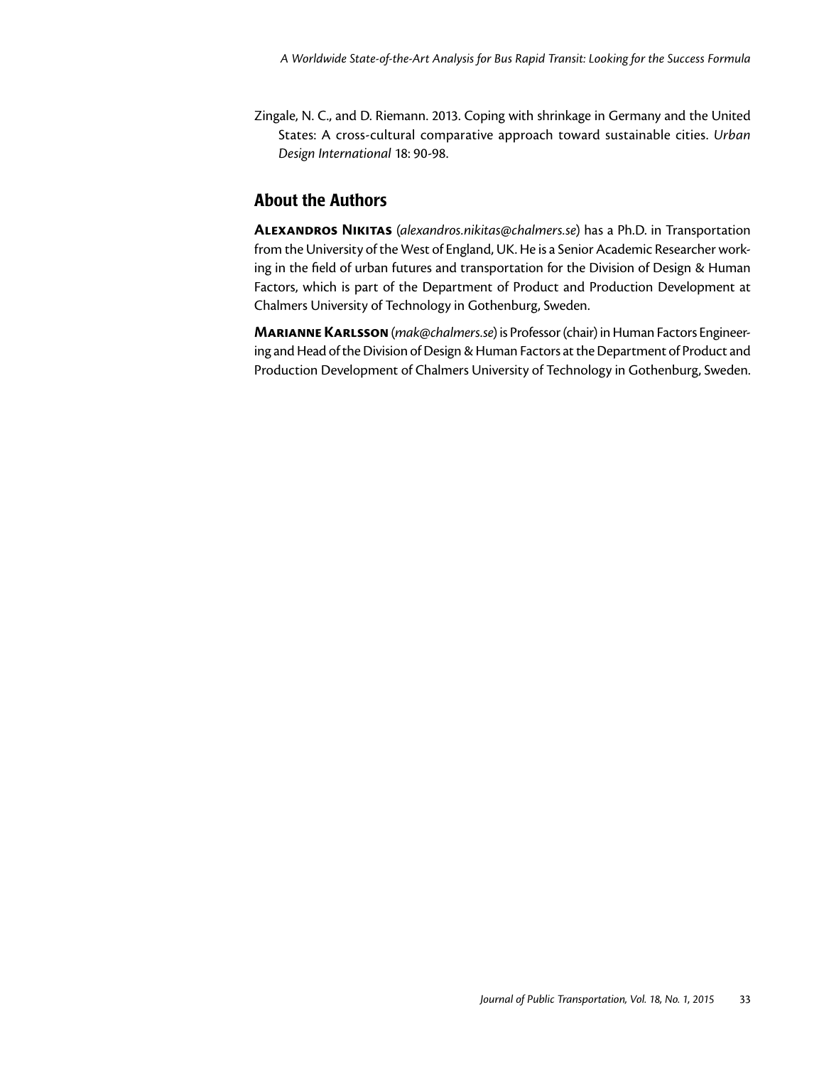Zingale, N. C., and D. Riemann. 2013. Coping with shrinkage in Germany and the United States: A cross-cultural comparative approach toward sustainable cities. *Urban Design International* 18: 90-98.

## About the Authors

**Alexandros Nikitas** (*alexandros.nikitas@chalmers.se*) has a Ph.D. in Transportation from the University of the West of England, UK. He is a Senior Academic Researcher working in the field of urban futures and transportation for the Division of Design & Human Factors, which is part of the Department of Product and Production Development at Chalmers University of Technology in Gothenburg, Sweden.

**Marianne Karlsson** (*mak@chalmers.se*) is Professor (chair) in Human Factors Engineering and Head of the Division of Design & Human Factors at the Department of Product and Production Development of Chalmers University of Technology in Gothenburg, Sweden.